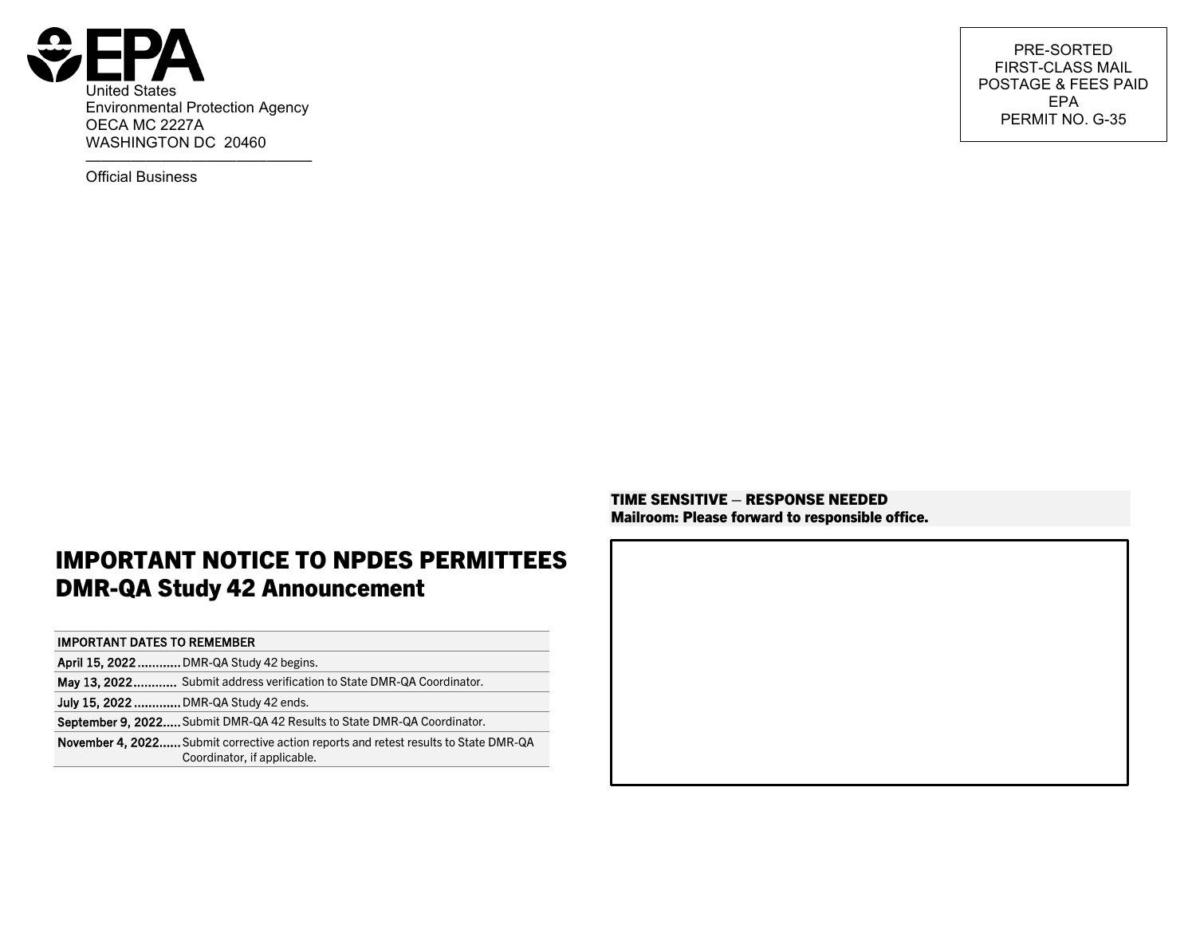EPA

United States
Environmental Protection Agency
OECA MC 2227A
WASHINGTON DC 20460

Official Business

PRE-SORTED
FIRST-CLASS MAIL
POSTAGE & FEES PAID
EPA
PERMIT NO. G-35

**TIME SENSITIVE – RESPONSE NEEDED**
**Mailroom: Please forward to responsible office.**

# IMPORTANT NOTICE TO NPDES PERMITTEES
## DMR-QA Study 42 Announcement

| IMPORTANT DATES TO REMEMBER | |
|---|---|
| **April 15, 2022** | DMR-QA Study 42 begins. |
| **May 13, 2022** | Submit address verification to State DMR-QA Coordinator. |
| **July 15, 2022** | DMR-QA Study 42 ends. |
| **September 9, 2022** | Submit DMR-QA 42 Results to State DMR-QA Coordinator. |
| **November 4, 2022** | Submit corrective action reports and retest results to State DMR-QA Coordinator, if applicable. |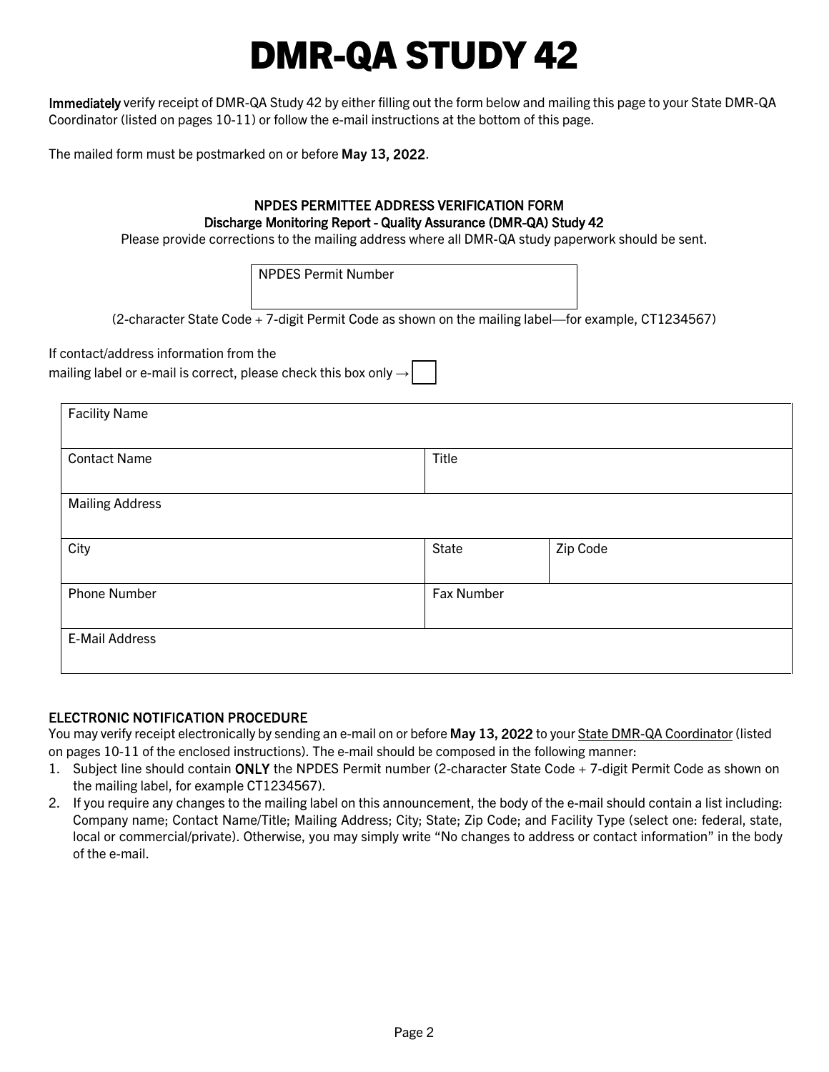# DMR-QA STUDY 42

**Immediately** verify receipt of DMR-QA Study 42 by either filling out the form below and mailing this page to your State DMR-QA Coordinator (listed on pages 10-11) or follow the e-mail instructions at the bottom of this page.

The mailed form must be postmarked on or before **May 13, 2022**.

### NPDES PERMITTEE ADDRESS VERIFICATION FORM
### Discharge Monitoring Report - Quality Assurance (DMR-QA) Study 42

Please provide corrections to the mailing address where all DMR-QA study paperwork should be sent.

| NPDES Permit Number |
|---|
| |

(2-character State Code + 7-digit Permit Code as shown on the mailing label—for example, CT1234567)

If contact/address information from the mailing label or e-mail is correct, please check this box only → ☐

| Facility Name | | |
|---|---|---|
| Contact Name | Title | |
| Mailing Address | | |
| City | State | Zip Code |
| Phone Number | Fax Number | |
| E-Mail Address | | |

### ELECTRONIC NOTIFICATION PROCEDURE

You may verify receipt electronically by sending an e-mail on or before **May 13, 2022** to your State DMR-QA Coordinator (listed on pages 10-11 of the enclosed instructions). The e-mail should be composed in the following manner:

1. Subject line should contain **ONLY** the NPDES Permit number (2-character State Code + 7-digit Permit Code as shown on the mailing label, for example CT1234567).
2. If you require any changes to the mailing label on this announcement, the body of the e-mail should contain a list including: Company name; Contact Name/Title; Mailing Address; City; State; Zip Code; and Facility Type (select one: federal, state, local or commercial/private). Otherwise, you may simply write "No changes to address or contact information" in the body of the e-mail.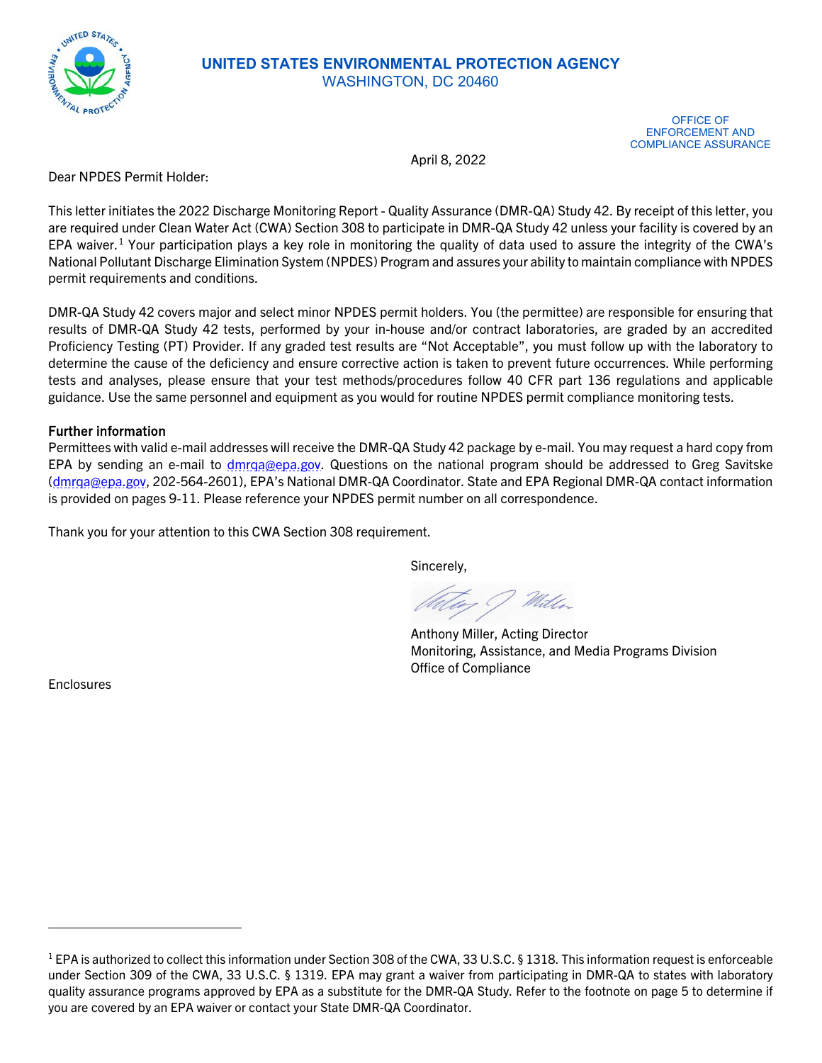# UNITED STATES ENVIRONMENTAL PROTECTION AGENCY
WASHINGTON, DC 20460

OFFICE OF
ENFORCEMENT AND
COMPLIANCE ASSURANCE

April 8, 2022

Dear NPDES Permit Holder:

This letter initiates the 2022 Discharge Monitoring Report - Quality Assurance (DMR-QA) Study 42. By receipt of this letter, you are required under Clean Water Act (CWA) Section 308 to participate in DMR-QA Study 42 unless your facility is covered by an EPA waiver.[1] Your participation plays a key role in monitoring the quality of data used to assure the integrity of the CWA's National Pollutant Discharge Elimination System (NPDES) Program and assures your ability to maintain compliance with NPDES permit requirements and conditions.

DMR-QA Study 42 covers major and select minor NPDES permit holders. You (the permittee) are responsible for ensuring that results of DMR-QA Study 42 tests, performed by your in-house and/or contract laboratories, are graded by an accredited Proficiency Testing (PT) Provider. If any graded test results are "Not Acceptable", you must follow up with the laboratory to determine the cause of the deficiency and ensure corrective action is taken to prevent future occurrences. While performing tests and analyses, please ensure that your test methods/procedures follow 40 CFR part 136 regulations and applicable guidance. Use the same personnel and equipment as you would for routine NPDES permit compliance monitoring tests.

**Further information**

Permittees with valid e-mail addresses will receive the DMR-QA Study 42 package by e-mail. You may request a hard copy from EPA by sending an e-mail to dmrqa@epa.gov. Questions on the national program should be addressed to Greg Savitske (dmrqa@epa.gov, 202-564-2601), EPA's National DMR-QA Coordinator. State and EPA Regional DMR-QA contact information is provided on pages 9-11. Please reference your NPDES permit number on all correspondence.

Thank you for your attention to this CWA Section 308 requirement.

Sincerely,

Anthony Miller, Acting Director
Monitoring, Assistance, and Media Programs Division
Office of Compliance

Enclosures

---

[1] EPA is authorized to collect this information under Section 308 of the CWA, 33 U.S.C. § 1318. This information request is enforceable under Section 309 of the CWA, 33 U.S.C. § 1319. EPA may grant a waiver from participating in DMR-QA to states with laboratory quality assurance programs approved by EPA as a substitute for the DMR-QA Study. Refer to the footnote on page 5 to determine if you are covered by an EPA waiver or contact your State DMR-QA Coordinator.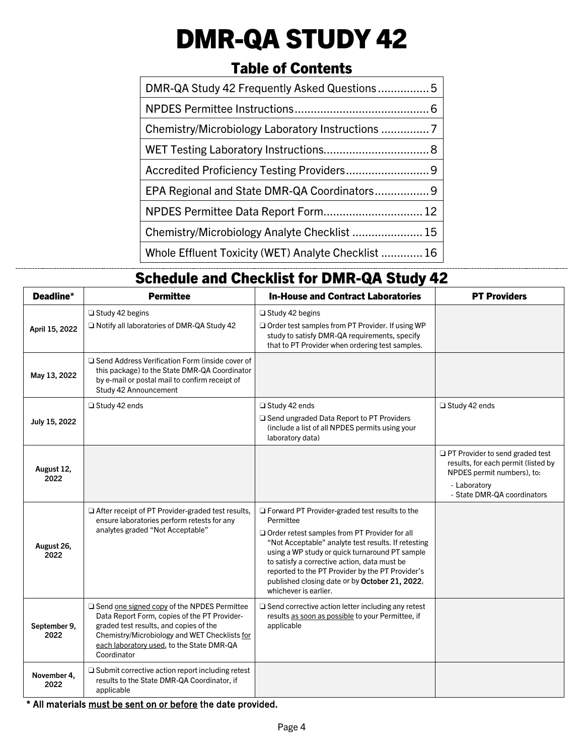# DMR-QA STUDY 42

## Table of Contents

| | |
|---|---|
| DMR-QA Study 42 Frequently Asked Questions | 5 |
| NPDES Permittee Instructions | 6 |
| Chemistry/Microbiology Laboratory Instructions | 7 |
| WET Testing Laboratory Instructions | 8 |
| Accredited Proficiency Testing Providers | 9 |
| EPA Regional and State DMR-QA Coordinators | 9 |
| NPDES Permittee Data Report Form | 12 |
| Chemistry/Microbiology Analyte Checklist | 15 |
| Whole Effluent Toxicity (WET) Analyte Checklist | 16 |

## Schedule and Checklist for DMR-QA Study 42

| Deadline* | Permittee | In-House and Contract Laboratories | PT Providers |
|---|---|---|---|
| April 15, 2022 | ❑ Study 42 begins<br>❑ Notify all laboratories of DMR-QA Study 42 | ❑ Study 42 begins<br>❑ Order test samples from PT Provider. If using WP study to satisfy DMR-QA requirements, specify that to PT Provider when ordering test samples. | |
| May 13, 2022 | ❑ Send Address Verification Form (inside cover of this package) to the State DMR-QA Coordinator by e-mail or postal mail to confirm receipt of Study 42 Announcement | | |
| July 15, 2022 | ❑ Study 42 ends | ❑ Study 42 ends<br>❑ Send ungraded Data Report to PT Providers (include a list of all NPDES permits using your laboratory data) | ❑ Study 42 ends |
| August 12, 2022 | | | ❑ PT Provider to send graded test results, for each permit (listed by NPDES permit numbers), to:<br>- Laboratory<br>- State DMR-QA coordinators |
| August 26, 2022 | ❑ After receipt of PT Provider-graded test results, ensure laboratories perform retests for any analytes graded "Not Acceptable" | ❑ Forward PT Provider-graded test results to the Permittee<br>❑ Order retest samples from PT Provider for all "Not Acceptable" analyte test results. If retesting using a WP study or quick turnaround PT sample to satisfy a corrective action, data must be reported to the PT Provider by the PT Provider's published closing date or by **October 21, 2022**, whichever is earlier. | |
| September 9, 2022 | ❑ Send one signed copy of the NPDES Permittee Data Report Form, copies of the PT Provider-graded test results, and copies of the Chemistry/Microbiology and WET Checklists for each laboratory used, to the State DMR-QA Coordinator | ❑ Send corrective action letter including any retest results as soon as possible to your Permittee, if applicable | |
| November 4, 2022 | ❑ Submit corrective action report including retest results to the State DMR-QA Coordinator, if applicable | | |

**\* All materials must be sent on or before the date provided.**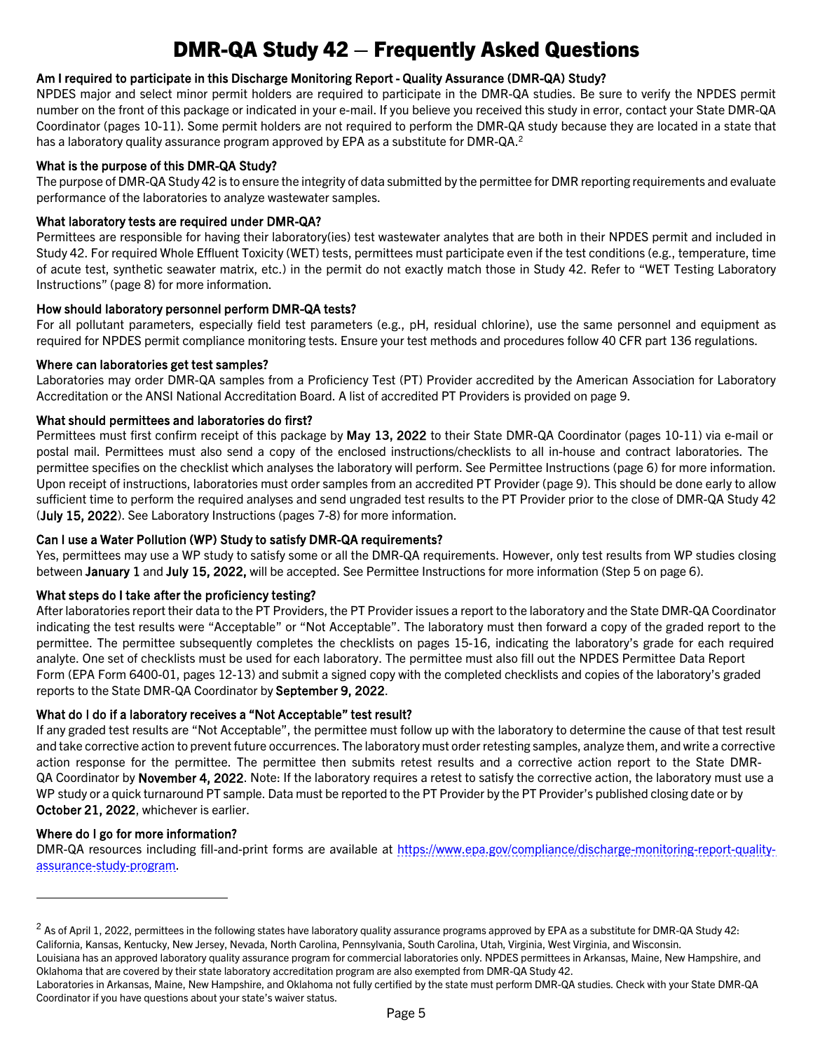# DMR-QA Study 42 – Frequently Asked Questions

**Am I required to participate in this Discharge Monitoring Report - Quality Assurance (DMR-QA) Study?**

NPDES major and select minor permit holders are required to participate in the DMR-QA studies. Be sure to verify the NPDES permit number on the front of this package or indicated in your e-mail. If you believe you received this study in error, contact your State DMR-QA Coordinator (pages 10-11). Some permit holders are not required to perform the DMR-QA study because they are located in a state that has a laboratory quality assurance program approved by EPA as a substitute for DMR-QA.[2]

**What is the purpose of this DMR-QA Study?**

The purpose of DMR-QA Study 42 is to ensure the integrity of data submitted by the permittee for DMR reporting requirements and evaluate performance of the laboratories to analyze wastewater samples.

**What laboratory tests are required under DMR-QA?**

Permittees are responsible for having their laboratory(ies) test wastewater analytes that are both in their NPDES permit and included in Study 42. For required Whole Effluent Toxicity (WET) tests, permittees must participate even if the test conditions (e.g., temperature, time of acute test, synthetic seawater matrix, etc.) in the permit do not exactly match those in Study 42. Refer to "WET Testing Laboratory Instructions" (page 8) for more information.

**How should laboratory personnel perform DMR-QA tests?**

For all pollutant parameters, especially field test parameters (e.g., pH, residual chlorine), use the same personnel and equipment as required for NPDES permit compliance monitoring tests. Ensure your test methods and procedures follow 40 CFR part 136 regulations.

**Where can laboratories get test samples?**

Laboratories may order DMR-QA samples from a Proficiency Test (PT) Provider accredited by the American Association for Laboratory Accreditation or the ANSI National Accreditation Board. A list of accredited PT Providers is provided on page 9.

**What should permittees and laboratories do first?**

Permittees must first confirm receipt of this package by **May 13, 2022** to their State DMR-QA Coordinator (pages 10-11) via e-mail or postal mail. Permittees must also send a copy of the enclosed instructions/checklists to all in-house and contract laboratories. The permittee specifies on the checklist which analyses the laboratory will perform. See Permittee Instructions (page 6) for more information. Upon receipt of instructions, laboratories must order samples from an accredited PT Provider (page 9). This should be done early to allow sufficient time to perform the required analyses and send ungraded test results to the PT Provider prior to the close of DMR-QA Study 42 (**July 15, 2022**). See Laboratory Instructions (pages 7-8) for more information.

**Can I use a Water Pollution (WP) Study to satisfy DMR-QA requirements?**

Yes, permittees may use a WP study to satisfy some or all the DMR-QA requirements. However, only test results from WP studies closing between **January 1** and **July 15, 2022,** will be accepted. See Permittee Instructions for more information (Step 5 on page 6).

**What steps do I take after the proficiency testing?**

After laboratories report their data to the PT Providers, the PT Provider issues a report to the laboratory and the State DMR-QA Coordinator indicating the test results were "Acceptable" or "Not Acceptable". The laboratory must then forward a copy of the graded report to the permittee. The permittee subsequently completes the checklists on pages 15-16, indicating the laboratory's grade for each required analyte. One set of checklists must be used for each laboratory. The permittee must also fill out the NPDES Permittee Data Report Form (EPA Form 6400-01, pages 12-13) and submit a signed copy with the completed checklists and copies of the laboratory's graded reports to the State DMR-QA Coordinator by **September 9, 2022**.

**What do I do if a laboratory receives a "Not Acceptable" test result?**

If any graded test results are "Not Acceptable", the permittee must follow up with the laboratory to determine the cause of that test result and take corrective action to prevent future occurrences. The laboratory must order retesting samples, analyze them, and write a corrective action response for the permittee. The permittee then submits retest results and a corrective action report to the State DMR-QA Coordinator by **November 4, 2022**. Note: If the laboratory requires a retest to satisfy the corrective action, the laboratory must use a WP study or a quick turnaround PT sample. Data must be reported to the PT Provider by the PT Provider's published closing date or by **October 21, 2022**, whichever is earlier.

**Where do I go for more information?**

DMR-QA resources including fill-and-print forms are available at https://www.epa.gov/compliance/discharge-monitoring-report-quality-assurance-study-program.

---

[2] As of April 1, 2022, permittees in the following states have laboratory quality assurance programs approved by EPA as a substitute for DMR-QA Study 42: California, Kansas, Kentucky, New Jersey, Nevada, North Carolina, Pennsylvania, South Carolina, Utah, Virginia, West Virginia, and Wisconsin.
Louisiana has an approved laboratory quality assurance program for commercial laboratories only. NPDES permittees in Arkansas, Maine, New Hampshire, and Oklahoma that are covered by their state laboratory accreditation program are also exempted from DMR-QA Study 42.
Laboratories in Arkansas, Maine, New Hampshire, and Oklahoma not fully certified by the state must perform DMR-QA studies. Check with your State DMR-QA Coordinator if you have questions about your state's waiver status.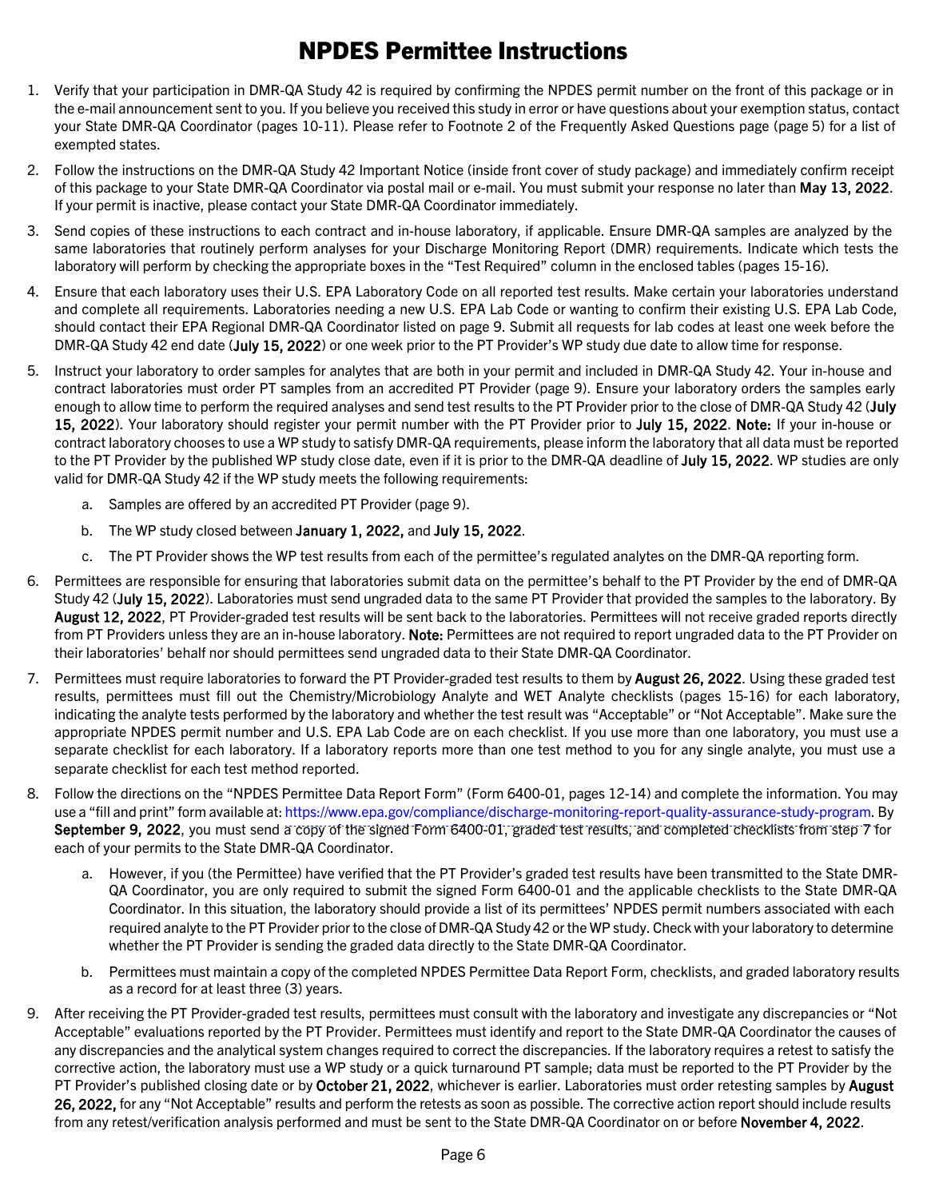# NPDES Permittee Instructions

1. Verify that your participation in DMR-QA Study 42 is required by confirming the NPDES permit number on the front of this package or in the e-mail announcement sent to you. If you believe you received this study in error or have questions about your exemption status, contact your State DMR-QA Coordinator (pages 10-11). Please refer to Footnote 2 of the Frequently Asked Questions page (page 5) for a list of exempted states.

2. Follow the instructions on the DMR-QA Study 42 Important Notice (inside front cover of study package) and immediately confirm receipt of this package to your State DMR-QA Coordinator via postal mail or e-mail. You must submit your response no later than **May 13, 2022**. If your permit is inactive, please contact your State DMR-QA Coordinator immediately.

3. Send copies of these instructions to each contract and in-house laboratory, if applicable. Ensure DMR-QA samples are analyzed by the same laboratories that routinely perform analyses for your Discharge Monitoring Report (DMR) requirements. Indicate which tests the laboratory will perform by checking the appropriate boxes in the "Test Required" column in the enclosed tables (pages 15-16).

4. Ensure that each laboratory uses their U.S. EPA Laboratory Code on all reported test results. Make certain your laboratories understand and complete all requirements. Laboratories needing a new U.S. EPA Lab Code or wanting to confirm their existing U.S. EPA Lab Code, should contact their EPA Regional DMR-QA Coordinator listed on page 9. Submit all requests for lab codes at least one week before the DMR-QA Study 42 end date (**July 15, 2022**) or one week prior to the PT Provider's WP study due date to allow time for response.

5. Instruct your laboratory to order samples for analytes that are both in your permit and included in DMR-QA Study 42. Your in-house and contract laboratories must order PT samples from an accredited PT Provider (page 9). Ensure your laboratory orders the samples early enough to allow time to perform the required analyses and send test results to the PT Provider prior to the close of DMR-QA Study 42 (**July 15, 2022**). Your laboratory should register your permit number with the PT Provider prior to **July 15, 2022**. **Note:** If your in-house or contract laboratory chooses to use a WP study to satisfy DMR-QA requirements, please inform the laboratory that all data must be reported to the PT Provider by the published WP study close date, even if it is prior to the DMR-QA deadline of **July 15, 2022**. WP studies are only valid for DMR-QA Study 42 if the WP study meets the following requirements:
   a. Samples are offered by an accredited PT Provider (page 9).
   b. The WP study closed between **January 1, 2022,** and **July 15, 2022**.
   c. The PT Provider shows the WP test results from each of the permittee's regulated analytes on the DMR-QA reporting form.

6. Permittees are responsible for ensuring that laboratories submit data on the permittee's behalf to the PT Provider by the end of DMR-QA Study 42 (**July 15, 2022**). Laboratories must send ungraded data to the same PT Provider that provided the samples to the laboratory. By **August 12, 2022**, PT Provider-graded test results will be sent back to the laboratories. Permittees will not receive graded reports directly from PT Providers unless they are an in-house laboratory. **Note:** Permittees are not required to report ungraded data to the PT Provider on their laboratories' behalf nor should permittees send ungraded data to their State DMR-QA Coordinator.

7. Permittees must require laboratories to forward the PT Provider-graded test results to them by **August 26, 2022**. Using these graded test results, permittees must fill out the Chemistry/Microbiology Analyte and WET Analyte checklists (pages 15-16) for each laboratory, indicating the analyte tests performed by the laboratory and whether the test result was "Acceptable" or "Not Acceptable". Make sure the appropriate NPDES permit number and U.S. EPA Lab Code are on each checklist. If you use more than one laboratory, you must use a separate checklist for each laboratory. If a laboratory reports more than one test method to you for any single analyte, you must use a separate checklist for each test method reported.

8. Follow the directions on the "NPDES Permittee Data Report Form" (Form 6400-01, pages 12-14) and complete the information. You may use a "fill and print" form available at: https://www.epa.gov/compliance/discharge-monitoring-report-quality-assurance-study-program. By **September 9, 2022**, you must send a copy of the signed Form 6400-01, graded test results, and completed checklists from step 7 for each of your permits to the State DMR-QA Coordinator.
   a. However, if you (the Permittee) have verified that the PT Provider's graded test results have been transmitted to the State DMR-QA Coordinator, you are only required to submit the signed Form 6400-01 and the applicable checklists to the State DMR-QA Coordinator. In this situation, the laboratory should provide a list of its permittees' NPDES permit numbers associated with each required analyte to the PT Provider prior to the close of DMR-QA Study 42 or the WP study. Check with your laboratory to determine whether the PT Provider is sending the graded data directly to the State DMR-QA Coordinator.
   b. Permittees must maintain a copy of the completed NPDES Permittee Data Report Form, checklists, and graded laboratory results as a record for at least three (3) years.

9. After receiving the PT Provider-graded test results, permittees must consult with the laboratory and investigate any discrepancies or "Not Acceptable" evaluations reported by the PT Provider. Permittees must identify and report to the State DMR-QA Coordinator the causes of any discrepancies and the analytical system changes required to correct the discrepancies. If the laboratory requires a retest to satisfy the corrective action, the laboratory must use a WP study or a quick turnaround PT sample; data must be reported to the PT Provider by the PT Provider's published closing date or by **October 21, 2022**, whichever is earlier. Laboratories must order retesting samples by **August 26, 2022,** for any "Not Acceptable" results and perform the retests as soon as possible. The corrective action report should include results from any retest/verification analysis performed and must be sent to the State DMR-QA Coordinator on or before **November 4, 2022**.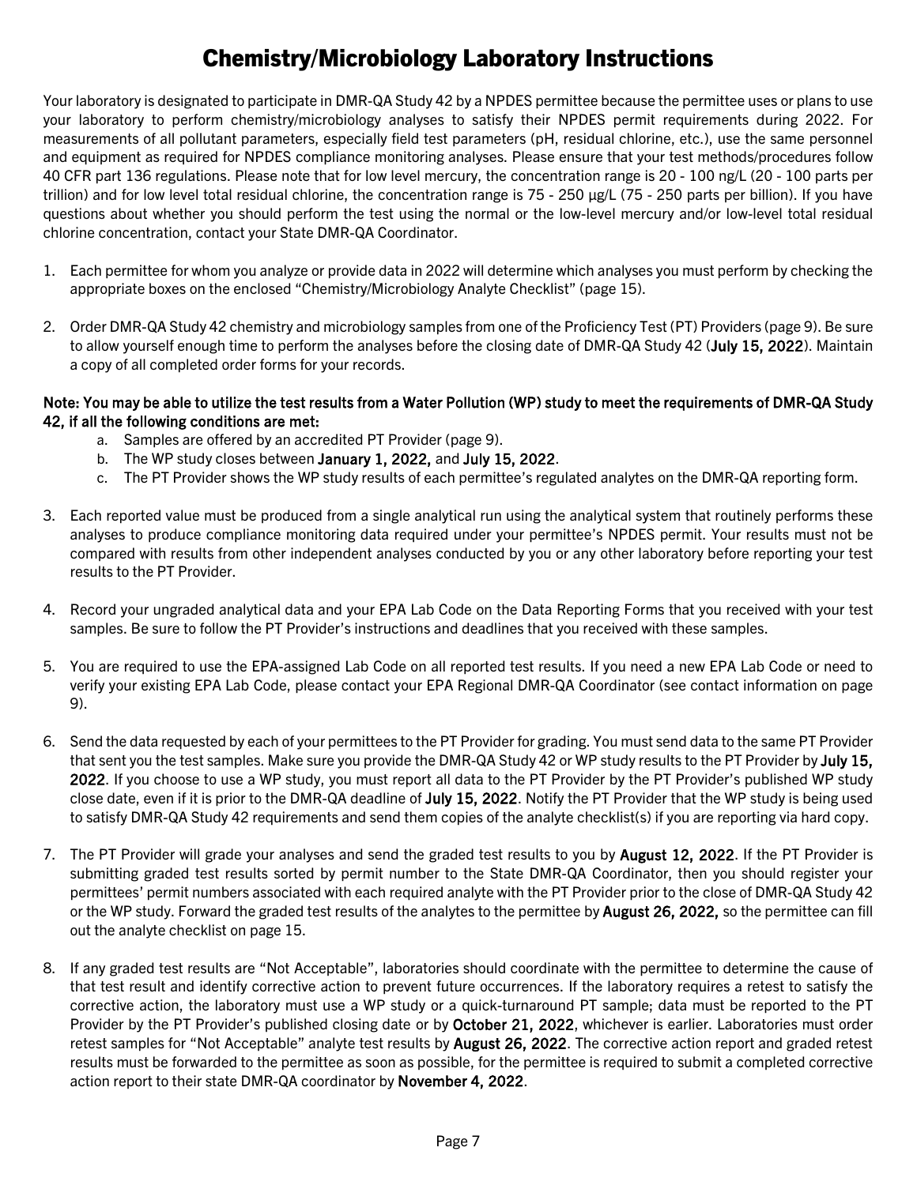# Chemistry/Microbiology Laboratory Instructions

Your laboratory is designated to participate in DMR-QA Study 42 by a NPDES permittee because the permittee uses or plans to use your laboratory to perform chemistry/microbiology analyses to satisfy their NPDES permit requirements during 2022. For measurements of all pollutant parameters, especially field test parameters (pH, residual chlorine, etc.), use the same personnel and equipment as required for NPDES compliance monitoring analyses. Please ensure that your test methods/procedures follow 40 CFR part 136 regulations. Please note that for low level mercury, the concentration range is 20 - 100 ng/L (20 - 100 parts per trillion) and for low level total residual chlorine, the concentration range is 75 - 250 µg/L (75 - 250 parts per billion). If you have questions about whether you should perform the test using the normal or the low-level mercury and/or low-level total residual chlorine concentration, contact your State DMR-QA Coordinator.

1. Each permittee for whom you analyze or provide data in 2022 will determine which analyses you must perform by checking the appropriate boxes on the enclosed "Chemistry/Microbiology Analyte Checklist" (page 15).

2. Order DMR-QA Study 42 chemistry and microbiology samples from one of the Proficiency Test (PT) Providers (page 9). Be sure to allow yourself enough time to perform the analyses before the closing date of DMR-QA Study 42 (**July 15, 2022**). Maintain a copy of all completed order forms for your records.

**Note: You may be able to utilize the test results from a Water Pollution (WP) study to meet the requirements of DMR-QA Study 42, if all the following conditions are met:**

   a. Samples are offered by an accredited PT Provider (page 9).
   b. The WP study closes between **January 1, 2022,** and **July 15, 2022**.
   c. The PT Provider shows the WP study results of each permittee's regulated analytes on the DMR-QA reporting form.

3. Each reported value must be produced from a single analytical run using the analytical system that routinely performs these analyses to produce compliance monitoring data required under your permittee's NPDES permit. Your results must not be compared with results from other independent analyses conducted by you or any other laboratory before reporting your test results to the PT Provider.

4. Record your ungraded analytical data and your EPA Lab Code on the Data Reporting Forms that you received with your test samples. Be sure to follow the PT Provider's instructions and deadlines that you received with these samples.

5. You are required to use the EPA-assigned Lab Code on all reported test results. If you need a new EPA Lab Code or need to verify your existing EPA Lab Code, please contact your EPA Regional DMR-QA Coordinator (see contact information on page 9).

6. Send the data requested by each of your permittees to the PT Provider for grading. You must send data to the same PT Provider that sent you the test samples. Make sure you provide the DMR-QA Study 42 or WP study results to the PT Provider by **July 15, 2022**. If you choose to use a WP study, you must report all data to the PT Provider by the PT Provider's published WP study close date, even if it is prior to the DMR-QA deadline of **July 15, 2022**. Notify the PT Provider that the WP study is being used to satisfy DMR-QA Study 42 requirements and send them copies of the analyte checklist(s) if you are reporting via hard copy.

7. The PT Provider will grade your analyses and send the graded test results to you by **August 12, 2022**. If the PT Provider is submitting graded test results sorted by permit number to the State DMR-QA Coordinator, then you should register your permittees' permit numbers associated with each required analyte with the PT Provider prior to the close of DMR-QA Study 42 or the WP study. Forward the graded test results of the analytes to the permittee by **August 26, 2022,** so the permittee can fill out the analyte checklist on page 15.

8. If any graded test results are "Not Acceptable", laboratories should coordinate with the permittee to determine the cause of that test result and identify corrective action to prevent future occurrences. If the laboratory requires a retest to satisfy the corrective action, the laboratory must use a WP study or a quick-turnaround PT sample; data must be reported to the PT Provider by the PT Provider's published closing date or by **October 21, 2022**, whichever is earlier. Laboratories must order retest samples for "Not Acceptable" analyte test results by **August 26, 2022**. The corrective action report and graded retest results must be forwarded to the permittee as soon as possible, for the permittee is required to submit a completed corrective action report to their state DMR-QA coordinator by **November 4, 2022**.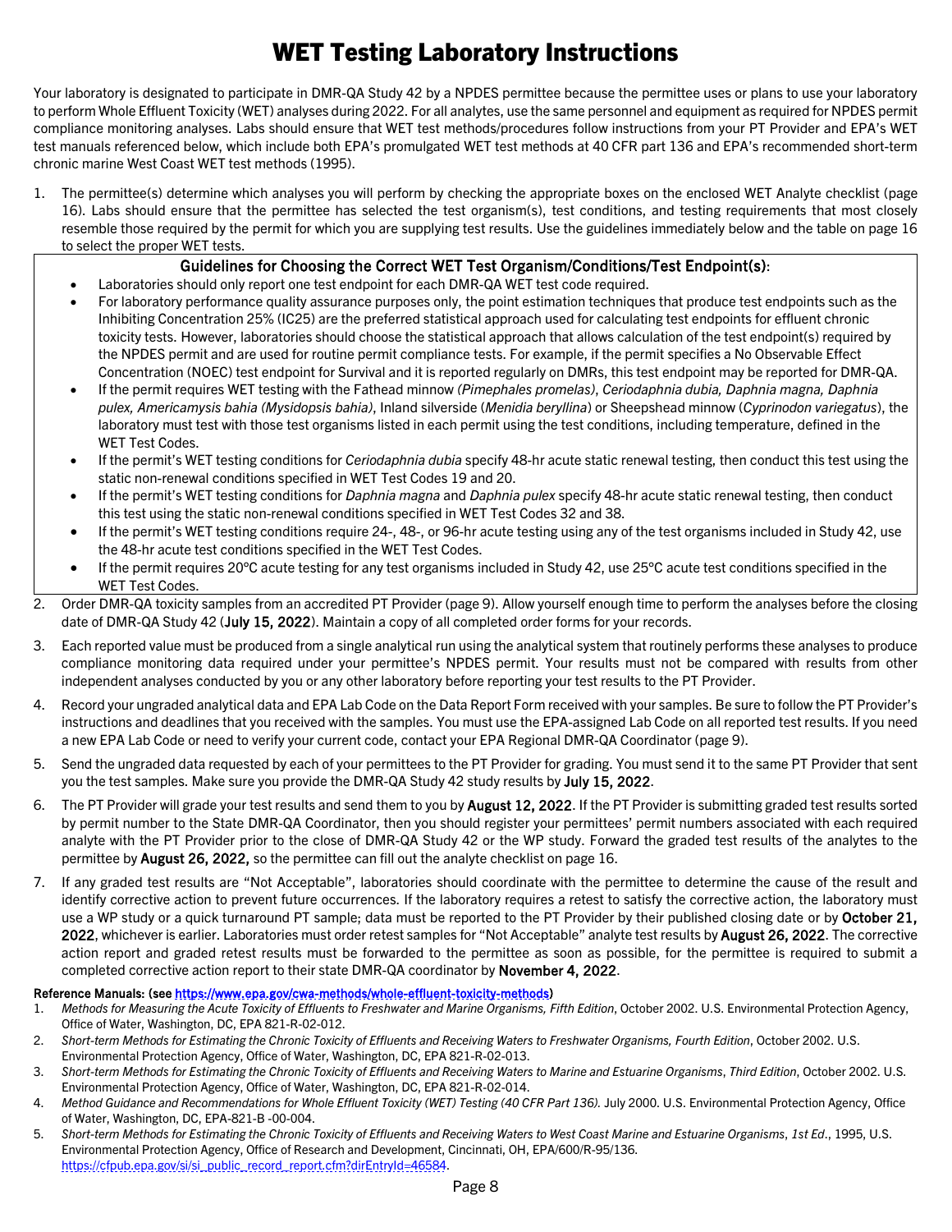# WET Testing Laboratory Instructions

Your laboratory is designated to participate in DMR-QA Study 42 by a NPDES permittee because the permittee uses or plans to use your laboratory to perform Whole Effluent Toxicity (WET) analyses during 2022. For all analytes, use the same personnel and equipment as required for NPDES permit compliance monitoring analyses. Labs should ensure that WET test methods/procedures follow instructions from your PT Provider and EPA's WET test manuals referenced below, which include both EPA's promulgated WET test methods at 40 CFR part 136 and EPA's recommended short-term chronic marine West Coast WET test methods (1995).

1. The permittee(s) determine which analyses you will perform by checking the appropriate boxes on the enclosed WET Analyte checklist (page 16). Labs should ensure that the permittee has selected the test organism(s), test conditions, and testing requirements that most closely resemble those required by the permit for which you are supplying test results. Use the guidelines immediately below and the table on page 16 to select the proper WET tests.

**Guidelines for Choosing the Correct WET Test Organism/Conditions/Test Endpoint(s):**

- Laboratories should only report one test endpoint for each DMR-QA WET test code required.
- For laboratory performance quality assurance purposes only, the point estimation techniques that produce test endpoints such as the Inhibiting Concentration 25% (IC25) are the preferred statistical approach used for calculating test endpoints for effluent chronic toxicity tests. However, laboratories should choose the statistical approach that allows calculation of the test endpoint(s) required by the NPDES permit and are used for routine permit compliance tests. For example, if the permit specifies a No Observable Effect Concentration (NOEC) test endpoint for Survival and it is reported regularly on DMRs, this test endpoint may be reported for DMR-QA.
- If the permit requires WET testing with the Fathead minnow *(Pimephales promelas)*, *Ceriodaphnia dubia, Daphnia magna, Daphnia pulex, Americamysis bahia (Mysidopsis bahia)*, Inland silverside (*Menidia beryllina*) or Sheepshead minnow (*Cyprinodon variegatus*), the laboratory must test with those test organisms listed in each permit using the test conditions, including temperature, defined in the WET Test Codes.
- If the permit's WET testing conditions for *Ceriodaphnia dubia* specify 48-hr acute static renewal testing, then conduct this test using the static non-renewal conditions specified in WET Test Codes 19 and 20.
- If the permit's WET testing conditions for *Daphnia magna* and *Daphnia pulex* specify 48-hr acute static renewal testing, then conduct this test using the static non-renewal conditions specified in WET Test Codes 32 and 38.
- If the permit's WET testing conditions require 24-, 48-, or 96-hr acute testing using any of the test organisms included in Study 42, use the 48-hr acute test conditions specified in the WET Test Codes.
- If the permit requires 20°C acute testing for any test organisms included in Study 42, use 25°C acute test conditions specified in the WET Test Codes.

2. Order DMR-QA toxicity samples from an accredited PT Provider (page 9). Allow yourself enough time to perform the analyses before the closing date of DMR-QA Study 42 (**July 15, 2022**). Maintain a copy of all completed order forms for your records.

3. Each reported value must be produced from a single analytical run using the analytical system that routinely performs these analyses to produce compliance monitoring data required under your permittee's NPDES permit. Your results must not be compared with results from other independent analyses conducted by you or any other laboratory before reporting your test results to the PT Provider.

4. Record your ungraded analytical data and EPA Lab Code on the Data Report Form received with your samples. Be sure to follow the PT Provider's instructions and deadlines that you received with the samples. You must use the EPA-assigned Lab Code on all reported test results. If you need a new EPA Lab Code or need to verify your current code, contact your EPA Regional DMR-QA Coordinator (page 9).

5. Send the ungraded data requested by each of your permittees to the PT Provider for grading. You must send it to the same PT Provider that sent you the test samples. Make sure you provide the DMR-QA Study 42 study results by **July 15, 2022**.

6. The PT Provider will grade your test results and send them to you by **August 12, 2022**. If the PT Provider is submitting graded test results sorted by permit number to the State DMR-QA Coordinator, then you should register your permittees' permit numbers associated with each required analyte with the PT Provider prior to the close of DMR-QA Study 42 or the WP study. Forward the graded test results of the analytes to the permittee by **August 26, 2022,** so the permittee can fill out the analyte checklist on page 16.

7. If any graded test results are "Not Acceptable", laboratories should coordinate with the permittee to determine the cause of the result and identify corrective action to prevent future occurrences. If the laboratory requires a retest to satisfy the corrective action, the laboratory must use a WP study or a quick turnaround PT sample; data must be reported to the PT Provider by their published closing date or by **October 21, 2022**, whichever is earlier. Laboratories must order retest samples for "Not Acceptable" analyte test results by **August 26, 2022**. The corrective action report and graded retest results must be forwarded to the permittee as soon as possible, for the permittee is required to submit a completed corrective action report to their state DMR-QA coordinator by **November 4, 2022**.

**Reference Manuals: (see https://www.epa.gov/cwa-methods/whole-effluent-toxicity-methods)**

1. *Methods for Measuring the Acute Toxicity of Effluents to Freshwater and Marine Organisms, Fifth Edition*, October 2002. U.S. Environmental Protection Agency, Office of Water, Washington, DC, EPA 821-R-02-012.
2. *Short-term Methods for Estimating the Chronic Toxicity of Effluents and Receiving Waters to Freshwater Organisms, Fourth Edition*, October 2002. U.S. Environmental Protection Agency, Office of Water, Washington, DC, EPA 821-R-02-013.
3. *Short-term Methods for Estimating the Chronic Toxicity of Effluents and Receiving Waters to Marine and Estuarine Organisms*, *Third Edition*, October 2002. U.S. Environmental Protection Agency, Office of Water, Washington, DC, EPA 821-R-02-014.
4. *Method Guidance and Recommendations for Whole Effluent Toxicity (WET) Testing (40 CFR Part 136).* July 2000. U.S. Environmental Protection Agency, Office of Water, Washington, DC, EPA-821-B -00-004.
5. *Short-term Methods for Estimating the Chronic Toxicity of Effluents and Receiving Waters to West Coast Marine and Estuarine Organisms*, *1st Ed*., 1995, U.S. Environmental Protection Agency, Office of Research and Development, Cincinnati, OH, EPA/600/R-95/136. https://cfpub.epa.gov/si/si_public_record_report.cfm?dirEntryId=46584.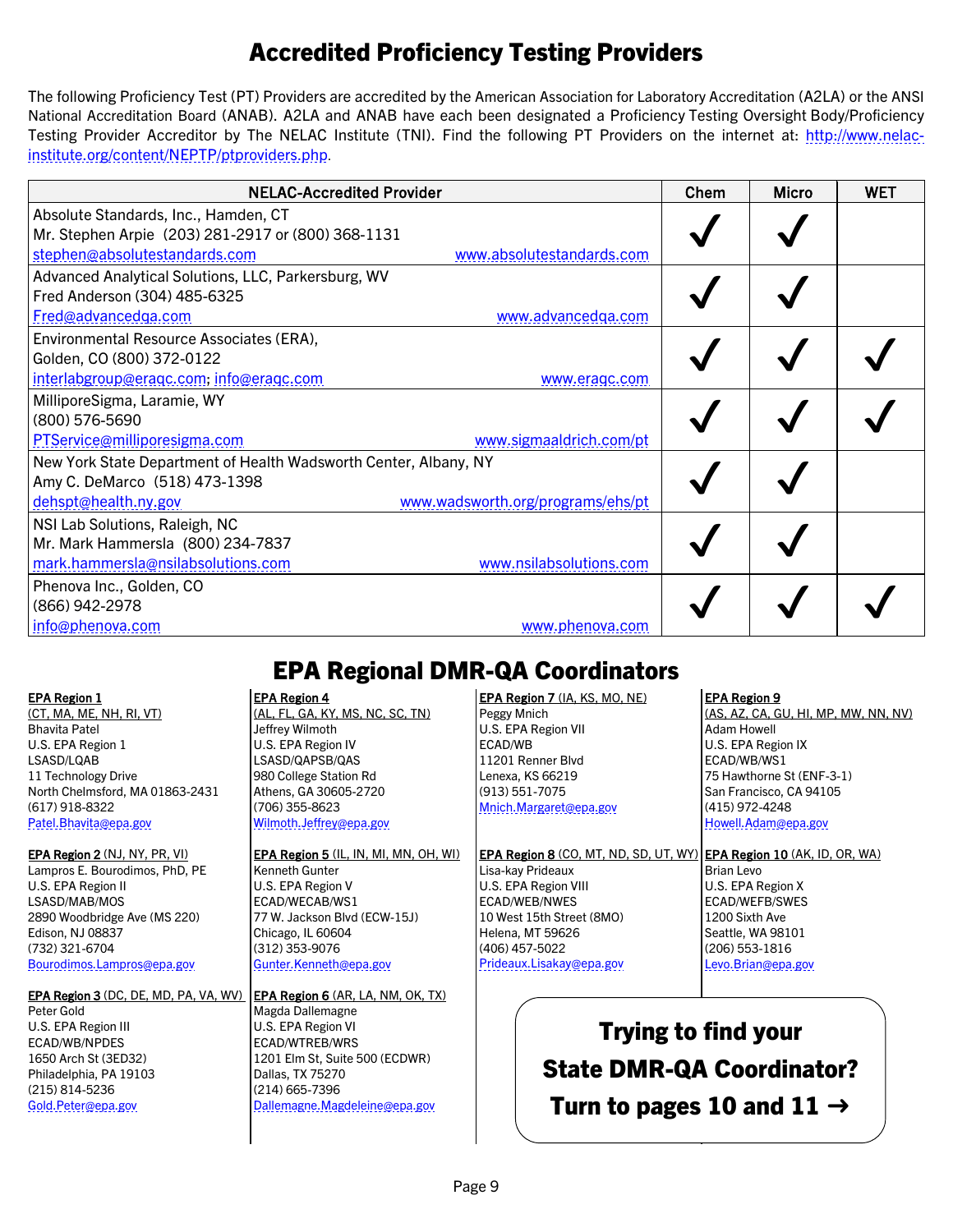# Accredited Proficiency Testing Providers

The following Proficiency Test (PT) Providers are accredited by the American Association for Laboratory Accreditation (A2LA) or the ANSI National Accreditation Board (ANAB). A2LA and ANAB have each been designated a Proficiency Testing Oversight Body/Proficiency Testing Provider Accreditor by The NELAC Institute (TNI). Find the following PT Providers on the internet at: http://www.nelac-institute.org/content/NEPTP/ptproviders.php.

| NELAC-Accredited Provider | Chem | Micro | WET |
|---|---|---|---|
| Absolute Standards, Inc., Hamden, CT<br>Mr. Stephen Arpie (203) 281-2917 or (800) 368-1131<br>stephen@absolutestandards.com www.absolutestandards.com | ✓ | ✓ | |
| Advanced Analytical Solutions, LLC, Parkersburg, WV<br>Fred Anderson (304) 485-6325<br>Fred@advancedqa.com www.advancedqa.com | ✓ | ✓ | |
| Environmental Resource Associates (ERA),<br>Golden, CO (800) 372-0122<br>interlabgroup@eraqc.com; info@eraqc.com www.eraqc.com | ✓ | ✓ | ✓ |
| MilliporeSigma, Laramie, WY<br>(800) 576-5690<br>PTService@milliporesigma.com www.sigmaaldrich.com/pt | ✓ | ✓ | ✓ |
| New York State Department of Health Wadsworth Center, Albany, NY<br>Amy C. DeMarco (518) 473-1398<br>dehspt@health.ny.gov www.wadsworth.org/programs/ehs/pt | ✓ | ✓ | |
| NSI Lab Solutions, Raleigh, NC<br>Mr. Mark Hammersla (800) 234-7837<br>mark.hammersla@nsilabsolutions.com www.nsilabsolutions.com | ✓ | ✓ | |
| Phenova Inc., Golden, CO<br>(866) 942-2978<br>info@phenova.com www.phenova.com | ✓ | ✓ | ✓ |

# EPA Regional DMR-QA Coordinators

**EPA Region 1**
(CT, MA, ME, NH, RI, VT)
Bhavita Patel
U.S. EPA Region 1
LSASD/LQAB
11 Technology Drive
North Chelmsford, MA 01863-2431
(617) 918-8322
Patel.Bhavita@epa.gov

**EPA Region 2** (NJ, NY, PR, VI)
Lampros E. Bourodimos, PhD, PE
U.S. EPA Region II
LSASD/MAB/MOS
2890 Woodbridge Ave (MS 220)
Edison, NJ 08837
(732) 321-6704
Bourodimos.Lampros@epa.gov

**EPA Region 3** (DC, DE, MD, PA, VA, WV)
Peter Gold
U.S. EPA Region III
ECAD/WB/NPDES
1650 Arch St (3ED32)
Philadelphia, PA 19103
(215) 814-5236
Gold.Peter@epa.gov

**EPA Region 4**
(AL, FL, GA, KY, MS, NC, SC, TN)
Jeffrey Wilmoth
U.S. EPA Region IV
LSASD/QAPSB/QAS
980 College Station Rd
Athens, GA 30605-2720
(706) 355-8623
Wilmoth.Jeffrey@epa.gov

**EPA Region 5** (IL, IN, MI, MN, OH, WI)
Kenneth Gunter
U.S. EPA Region V
ECAD/WECAB/WS1
77 W. Jackson Blvd (ECW-15J)
Chicago, IL 60604
(312) 353-9076
Gunter.Kenneth@epa.gov

**EPA Region 6** (AR, LA, NM, OK, TX)
Magda Dallemagne
U.S. EPA Region VI
ECAD/WTREB/WRS
1201 Elm St, Suite 500 (ECDWR)
Dallas, TX 75270
(214) 665-7396
Dallemagne.Magdeleine@epa.gov

**EPA Region 7** (IA, KS, MO, NE)
Peggy Mnich
U.S. EPA Region VII
ECAD/WB
11201 Renner Blvd
Lenexa, KS 66219
(913) 551-7075
Mnich.Margaret@epa.gov

**EPA Region 8** (CO, MT, ND, SD, UT, WY)
Lisa-kay Prideaux
U.S. EPA Region VIII
ECAD/WEB/NWES
10 West 15th Street (8MO)
Helena, MT 59626
(406) 457-5022
Prideaux.Lisakay@epa.gov

**EPA Region 9**
(AS, AZ, CA, GU, HI, MP, MW, NN, NV)
Adam Howell
U.S. EPA Region IX
ECAD/WB/WS1
75 Hawthorne St (ENF-3-1)
San Francisco, CA 94105
(415) 972-4248
Howell.Adam@epa.gov

**EPA Region 10** (AK, ID, OR, WA)
Brian Levo
U.S. EPA Region X
ECAD/WEFB/SWES
1200 Sixth Ave
Seattle, WA 98101
(206) 553-1816
Levo.Brian@epa.gov

**Trying to find your State DMR-QA Coordinator? Turn to pages 10 and 11 →**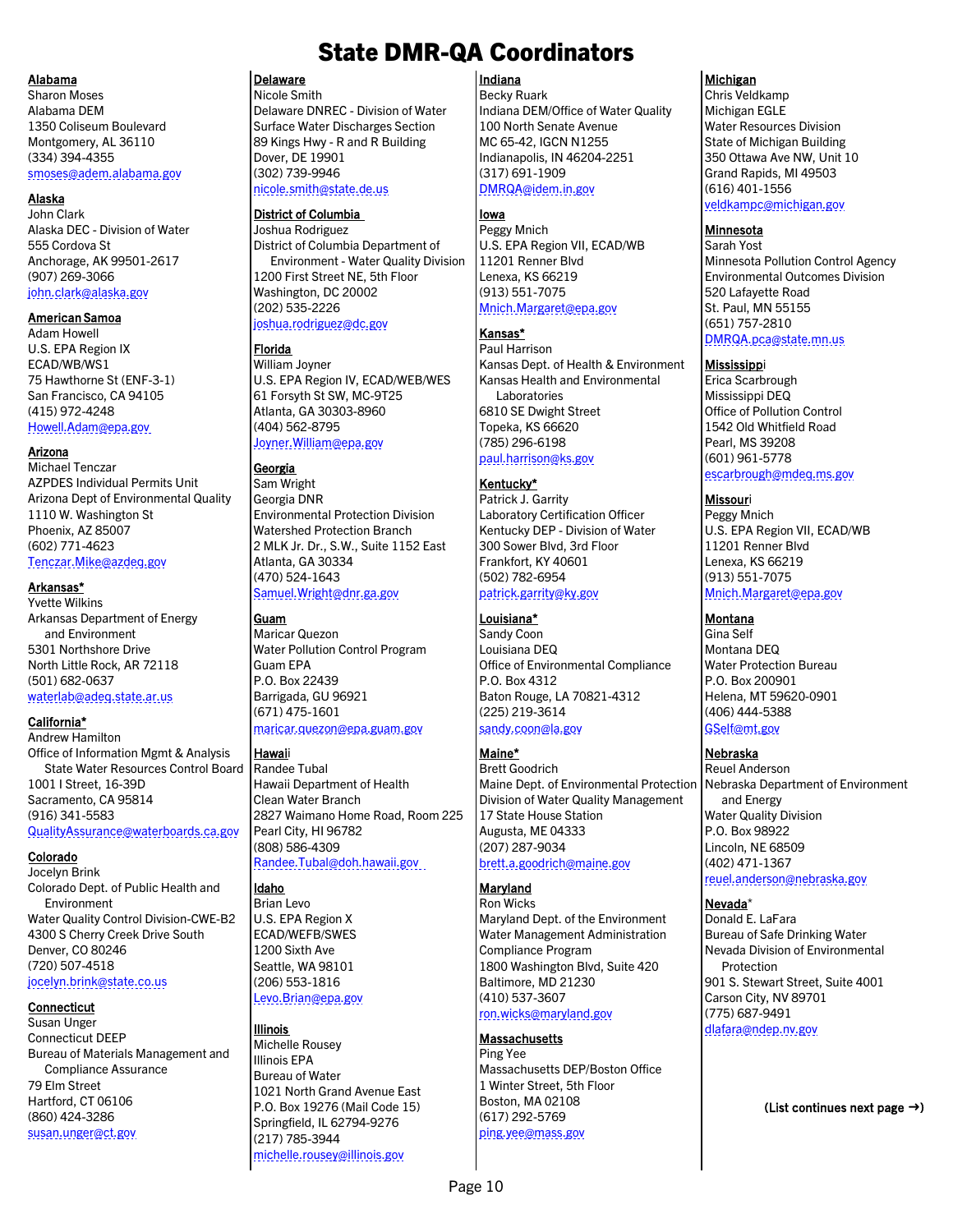# State DMR-QA Coordinators

**Alabama**
Sharon Moses
Alabama DEM
1350 Coliseum Boulevard
Montgomery, AL 36110
(334) 394-4355
smoses@adem.alabama.gov

**Alaska**
John Clark
Alaska DEC - Division of Water
555 Cordova St
Anchorage, AK 99501-2617
(907) 269-3066
john.clark@alaska.gov

**American Samoa**
Adam Howell
U.S. EPA Region IX
ECAD/WB/WS1
75 Hawthorne St (ENF-3-1)
San Francisco, CA 94105
(415) 972-4248
Howell.Adam@epa.gov

**Arizona**
Michael Tenczar
AZPDES Individual Permits Unit
Arizona Dept of Environmental Quality
1110 W. Washington St
Phoenix, AZ 85007
(602) 771-4623
Tenczar.Mike@azdeq.gov

**Arkansas***
Yvette Wilkins
Arkansas Department of Energy and Environment
5301 Northshore Drive
North Little Rock, AR 72118
(501) 682-0637
waterlab@adeq.state.ar.us

**California***
Andrew Hamilton
Office of Information Mgmt & Analysis
State Water Resources Control Board
1001 I Street, 16-39D
Sacramento, CA 95814
(916) 341-5583
QualityAssurance@waterboards.ca.gov

**Colorado**
Jocelyn Brink
Colorado Dept. of Public Health and Environment
Water Quality Control Division-CWE-B2
4300 S Cherry Creek Drive South
Denver, CO 80246
(720) 507-4518
jocelyn.brink@state.co.us

**Connecticut**
Susan Unger
Connecticut DEEP
Bureau of Materials Management and Compliance Assurance
79 Elm Street
Hartford, CT 06106
(860) 424-3286
susan.unger@ct.gov

**Delaware**
Nicole Smith
Delaware DNREC - Division of Water
Surface Water Discharges Section
89 Kings Hwy - R and R Building
Dover, DE 19901
(302) 739-9946
nicole.smith@state.de.us

**District of Columbia**
Joshua Rodriguez
District of Columbia Department of Environment - Water Quality Division
1200 First Street NE, 5th Floor
Washington, DC 20002
(202) 535-2226
joshua.rodriguez@dc.gov

**Florida**
William Joyner
U.S. EPA Region IV, ECAD/WEB/WES
61 Forsyth St SW, MC-9T25
Atlanta, GA 30303-8960
(404) 562-8795
Joyner.William@epa.gov

**Georgia**
Sam Wright
Georgia DNR
Environmental Protection Division
Watershed Protection Branch
2 MLK Jr. Dr., S.W., Suite 1152 East
Atlanta, GA 30334
(470) 524-1643
Samuel.Wright@dnr.ga.gov

**Guam**
Maricar Quezon
Water Pollution Control Program
Guam EPA
P.O. Box 22439
Barrigada, GU 96921
(671) 475-1601
maricar.quezon@epa.guam.gov

**Hawaii**
Randee Tubal
Hawaii Department of Health
Clean Water Branch
2827 Waimano Home Road, Room 225
Pearl City, HI 96782
(808) 586-4309
Randee.Tubal@doh.hawaii.gov

**Idaho**
Brian Levo
U.S. EPA Region X
ECAD/WEFB/SWES
1200 Sixth Ave
Seattle, WA 98101
(206) 553-1816
Levo.Brian@epa.gov

**Illinois**
Michelle Rousey
Illinois EPA
Bureau of Water
1021 North Grand Avenue East
P.O. Box 19276 (Mail Code 15)
Springfield, IL 62794-9276
(217) 785-3944
michelle.rousey@illinois.gov

**Indiana**
Becky Ruark
Indiana DEM/Office of Water Quality
100 North Senate Avenue
MC 65-42, IGCN N1255
Indianapolis, IN 46204-2251
(317) 691-1909
DMRQA@idem.in.gov

**Iowa**
Peggy Mnich
U.S. EPA Region VII, ECAD/WB
11201 Renner Blvd
Lenexa, KS 66219
(913) 551-7075
Mnich.Margaret@epa.gov

**Kansas***
Paul Harrison
Kansas Dept. of Health & Environment
Kansas Health and Environmental Laboratories
6810 SE Dwight Street
Topeka, KS 66620
(785) 296-6198
paul.harrison@ks.gov

**Kentucky***
Patrick J. Garrity
Laboratory Certification Officer
Kentucky DEP - Division of Water
300 Sower Blvd, 3rd Floor
Frankfort, KY 40601
(502) 782-6954
patrick.garrity@ky.gov

**Louisiana***
Sandy Coon
Louisiana DEQ
Office of Environmental Compliance
P.O. Box 4312
Baton Rouge, LA 70821-4312
(225) 219-3614
sandy.coon@la.gov

**Maine***
Brett Goodrich
Maine Dept. of Environmental Protection
Division of Water Quality Management
17 State House Station
Augusta, ME 04333
(207) 287-9034
brett.a.goodrich@maine.gov

**Maryland**
Ron Wicks
Maryland Dept. of the Environment
Water Management Administration
Compliance Program
1800 Washington Blvd, Suite 420
Baltimore, MD 21230
(410) 537-3607
ron.wicks@maryland.gov

**Massachusetts**
Ping Yee
Massachusetts DEP/Boston Office
1 Winter Street, 5th Floor
Boston, MA 02108
(617) 292-5769
ping.yee@mass.gov

**Michigan**
Chris Veldkamp
Michigan EGLE
Water Resources Division
State of Michigan Building
350 Ottawa Ave NW, Unit 10
Grand Rapids, MI 49503
(616) 401-1556
veldkampc@michigan.gov

**Minnesota**
Sarah Yost
Minnesota Pollution Control Agency
Environmental Outcomes Division
520 Lafayette Road
St. Paul, MN 55155
(651) 757-2810
DMRQA.pca@state.mn.us

**Mississippi**
Erica Scarbrough
Mississippi DEQ
Office of Pollution Control
1542 Old Whitfield Road
Pearl, MS 39208
(601) 961-5778
escarbrough@mdeq.ms.gov

**Missouri**
Peggy Mnich
U.S. EPA Region VII, ECAD/WB
11201 Renner Blvd
Lenexa, KS 66219
(913) 551-7075
Mnich.Margaret@epa.gov

**Montana**
Gina Self
Montana DEQ
Water Protection Bureau
P.O. Box 200901
Helena, MT 59620-0901
(406) 444-5388
GSelf@mt.gov

**Nebraska**
Reuel Anderson
Nebraska Department of Environment and Energy
Water Quality Division
P.O. Box 98922
Lincoln, NE 68509
(402) 471-1367
reuel.anderson@nebraska.gov

**Nevada***
Donald E. LaFara
Bureau of Safe Drinking Water
Nevada Division of Environmental Protection
901 S. Stewart Street, Suite 4001
Carson City, NV 89701
(775) 687-9491
dlafara@ndep.nv.gov

**(List continues next page →)**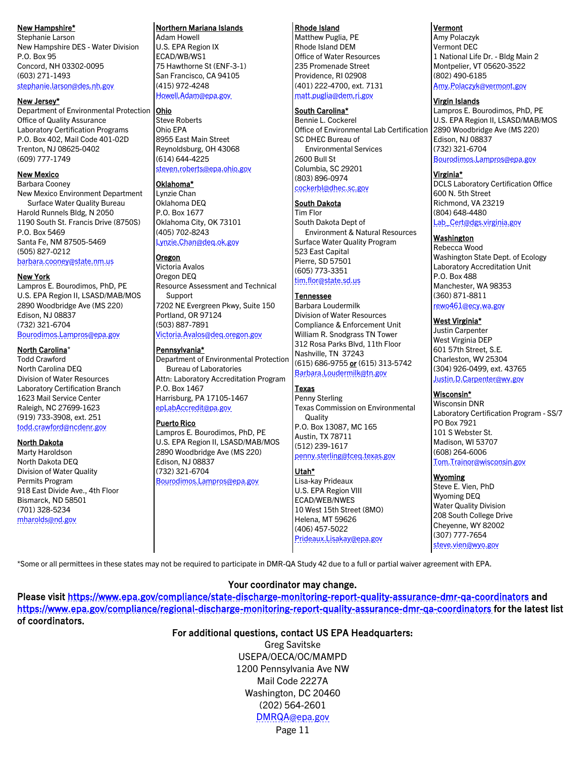**New Hampshire***
Stephanie Larson
New Hampshire DES - Water Division
P.O. Box 95
Concord, NH 03302-0095
(603) 271-1493
stephanie.larson@des.nh.gov

**New Jersey***
Department of Environmental Protection
Office of Quality Assurance
Laboratory Certification Programs
P.O. Box 402, Mail Code 401-02D
Trenton, NJ 08625-0402
(609) 777-1749

**New Mexico**
Barbara Cooney
New Mexico Environment Department
Surface Water Quality Bureau
Harold Runnels Bldg, N 2050
1190 South St. Francis Drive (8750S)
P.O. Box 5469
Santa Fe, NM 87505-5469
(505) 827-0212
barbara.cooney@state.nm.us

**New York**
Lampros E. Bourodimos, PhD, PE
U.S. EPA Region II, LSASD/MAB/MOS
2890 Woodbridge Ave (MS 220)
Edison, NJ 08837
(732) 321-6704
Bourodimos.Lampros@epa.gov

**North Carolina***
Todd Crawford
North Carolina DEQ
Division of Water Resources
Laboratory Certification Branch
1623 Mail Service Center
Raleigh, NC 27699-1623
(919) 733-3908, ext. 251
todd.crawford@ncdenr.gov

**North Dakota**
Marty Haroldson
North Dakota DEQ
Division of Water Quality
Permits Program
918 East Divide Ave., 4th Floor
Bismarck, ND 58501
(701) 328-5234
mharolds@nd.gov

**Northern Mariana Islands**
Adam Howell
U.S. EPA Region IX
ECAD/WB/WS1
75 Hawthorne St (ENF-3-1)
San Francisco, CA 94105
(415) 972-4248
Howell.Adam@epa.gov

**Ohio**
Steve Roberts
Ohio EPA
8955 East Main Street
Reynoldsburg, OH 43068
(614) 644-4225
steven.roberts@epa.ohio.gov

**Oklahoma***
Lynzie Chan
Oklahoma DEQ
P.O. Box 1677
Oklahoma City, OK 73101
(405) 702-8243
Lynzie.Chan@deq.ok.gov

**Oregon**
Victoria Avalos
Oregon DEQ
Resource Assessment and Technical Support
7202 NE Evergreen Pkwy, Suite 150
Portland, OR 97124
(503) 887-7891
Victoria.Avalos@deq.oregon.gov

**Pennsylvania***
Department of Environmental Protection
Bureau of Laboratories
Attn: Laboratory Accreditation Program
P.O. Box 1467
Harrisburg, PA 17105-1467
epLabAccredit@pa.gov

**Puerto Rico**
Lampros E. Bourodimos, PhD, PE
U.S. EPA Region II, LSASD/MAB/MOS
2890 Woodbridge Ave (MS 220)
Edison, NJ 08837
(732) 321-6704
Bourodimos.Lampros@epa.gov

**Rhode Island**
Matthew Puglia, PE
Rhode Island DEM
Office of Water Resources
235 Promenade Street
Providence, RI 02908
(401) 222-4700, ext. 7131
matt.puglia@dem.ri.gov

**South Carolina***
Bennie L. Cockerel
Office of Environmental Lab Certification
SC DHEC Bureau of Environmental Services
2600 Bull St
Columbia, SC 29201
(803) 896-0974
cockerbl@dhec.sc.gov

**South Dakota**
Tim Flor
South Dakota Dept of Environment & Natural Resources
Surface Water Quality Program
523 East Capital
Pierre, SD 57501
(605) 773-3351
tim.flor@state.sd.us

**Tennessee**
Barbara Loudermilk
Division of Water Resources
Compliance & Enforcement Unit
William R. Snodgrass TN Tower
312 Rosa Parks Blvd, 11th Floor
Nashville, TN 37243
(615) 686-9755 **or** (615) 313-5742
Barbara.Loudermilk@tn.gov

**Texas**
Penny Sterling
Texas Commission on Environmental Quality
P.O. Box 13087, MC 165
Austin, TX 78711
(512) 239-1617
penny.sterling@tceq.texas.gov

**Utah***
Lisa-kay Prideaux
U.S. EPA Region VIII
ECAD/WEB/NWES
10 West 15th Street (8MO)
Helena, MT 59626
(406) 457-5022
Prideaux.Lisakay@epa.gov

**Vermont**
Amy Polaczyk
Vermont DEC
1 National Life Dr. - Bldg Main 2
Montpelier, VT 05620-3522
(802) 490-6185
Amy.Polaczyk@vermont.gov

**Virgin Islands**
Lampros E. Bourodimos, PhD, PE
U.S. EPA Region II, LSASD/MAB/MOS
2890 Woodbridge Ave (MS 220)
Edison, NJ 08837
(732) 321-6704
Bourodimos.Lampros@epa.gov

**Virginia***
DCLS Laboratory Certification Office
600 N. 5th Street
Richmond, VA 23219
(804) 648-4480
Lab_Cert@dgs.virginia.gov

**Washington**
Rebecca Wood
Washington State Dept. of Ecology
Laboratory Accreditation Unit
P.O. Box 488
Manchester, WA 98353
(360) 871-8811
rewo461@ecy.wa.gov

**West Virginia***
Justin Carpenter
West Virginia DEP
601 57th Street, S.E.
Charleston, WV 25304
(304) 926-0499, ext. 43765
Justin.D.Carpenter@wv.gov

**Wisconsin***
Wisconsin DNR
Laboratory Certification Program - SS/7
PO Box 7921
101 S Webster St.
Madison, WI 53707
(608) 264-6006
Tom.Trainor@wisconsin.gov

**Wyoming**
Steve E. Vien, PhD
Wyoming DEQ
Water Quality Division
208 South College Drive
Cheyenne, WY 82002
(307) 777-7654
steve.vien@wyo.gov

*Some or all permittees in these states may not be required to participate in DMR-QA Study 42 due to a full or partial waiver agreement with EPA.

**Your coordinator may change.**

**Please visit https://www.epa.gov/compliance/state-discharge-monitoring-report-quality-assurance-dmr-qa-coordinators and https://www.epa.gov/compliance/regional-discharge-monitoring-report-quality-assurance-dmr-qa-coordinators for the latest list of coordinators.**

**For additional questions, contact US EPA Headquarters:**
Greg Savitske
USEPA/OECA/OC/MAMPD
1200 Pennsylvania Ave NW
Mail Code 2227A
Washington, DC 20460
(202) 564-2601
DMRQA@epa.gov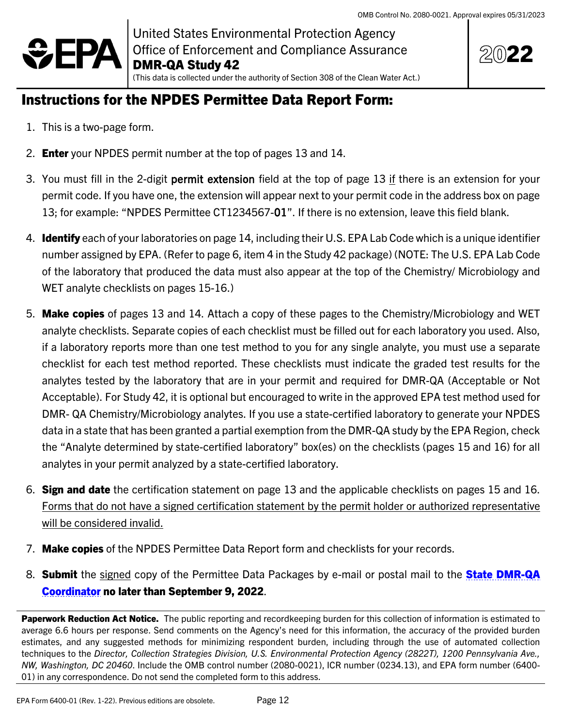United States Environmental Protection Agency
Office of Enforcement and Compliance Assurance
**DMR-QA Study 42**
(This data is collected under the authority of Section 308 of the Clean Water Act.)

**2022**

# Instructions for the NPDES Permittee Data Report Form:

1. This is a two-page form.
2. **Enter** your NPDES permit number at the top of pages 13 and 14.
3. You must fill in the 2-digit **permit extension** field at the top of page 13 if there is an extension for your permit code. If you have one, the extension will appear next to your permit code in the address box on page 13; for example: "NPDES Permittee CT1234567-**01**". If there is no extension, leave this field blank.
4. **Identify** each of your laboratories on page 14, including their U.S. EPA Lab Code which is a unique identifier number assigned by EPA. (Refer to page 6, item 4 in the Study 42 package) (NOTE: The U.S. EPA Lab Code of the laboratory that produced the data must also appear at the top of the Chemistry/ Microbiology and WET analyte checklists on pages 15-16.)
5. **Make copies** of pages 13 and 14. Attach a copy of these pages to the Chemistry/Microbiology and WET analyte checklists. Separate copies of each checklist must be filled out for each laboratory you used. Also, if a laboratory reports more than one test method to you for any single analyte, you must use a separate checklist for each test method reported. These checklists must indicate the graded test results for the analytes tested by the laboratory that are in your permit and required for DMR-QA (Acceptable or Not Acceptable). For Study 42, it is optional but encouraged to write in the approved EPA test method used for DMR- QA Chemistry/Microbiology analytes. If you use a state-certified laboratory to generate your NPDES data in a state that has been granted a partial exemption from the DMR-QA study by the EPA Region, check the "Analyte determined by state-certified laboratory" box(es) on the checklists (pages 15 and 16) for all analytes in your permit analyzed by a state-certified laboratory.
6. **Sign and date** the certification statement on page 13 and the applicable checklists on pages 15 and 16. Forms that do not have a signed certification statement by the permit holder or authorized representative will be considered invalid.
7. **Make copies** of the NPDES Permittee Data Report form and checklists for your records.
8. **Submit** the signed copy of the Permittee Data Packages by e-mail or postal mail to the **State DMR-QA Coordinator** **no later than September 9, 2022**.

**Paperwork Reduction Act Notice.** The public reporting and recordkeeping burden for this collection of information is estimated to average 6.6 hours per response. Send comments on the Agency's need for this information, the accuracy of the provided burden estimates, and any suggested methods for minimizing respondent burden, including through the use of automated collection techniques to the *Director, Collection Strategies Division, U.S. Environmental Protection Agency (2822T), 1200 Pennsylvania Ave., NW, Washington, DC 20460*. Include the OMB control number (2080-0021), ICR number (0234.13), and EPA form number (6400-01) in any correspondence. Do not send the completed form to this address.

EPA Form 6400-01 (Rev. 1-22). Previous editions are obsolete.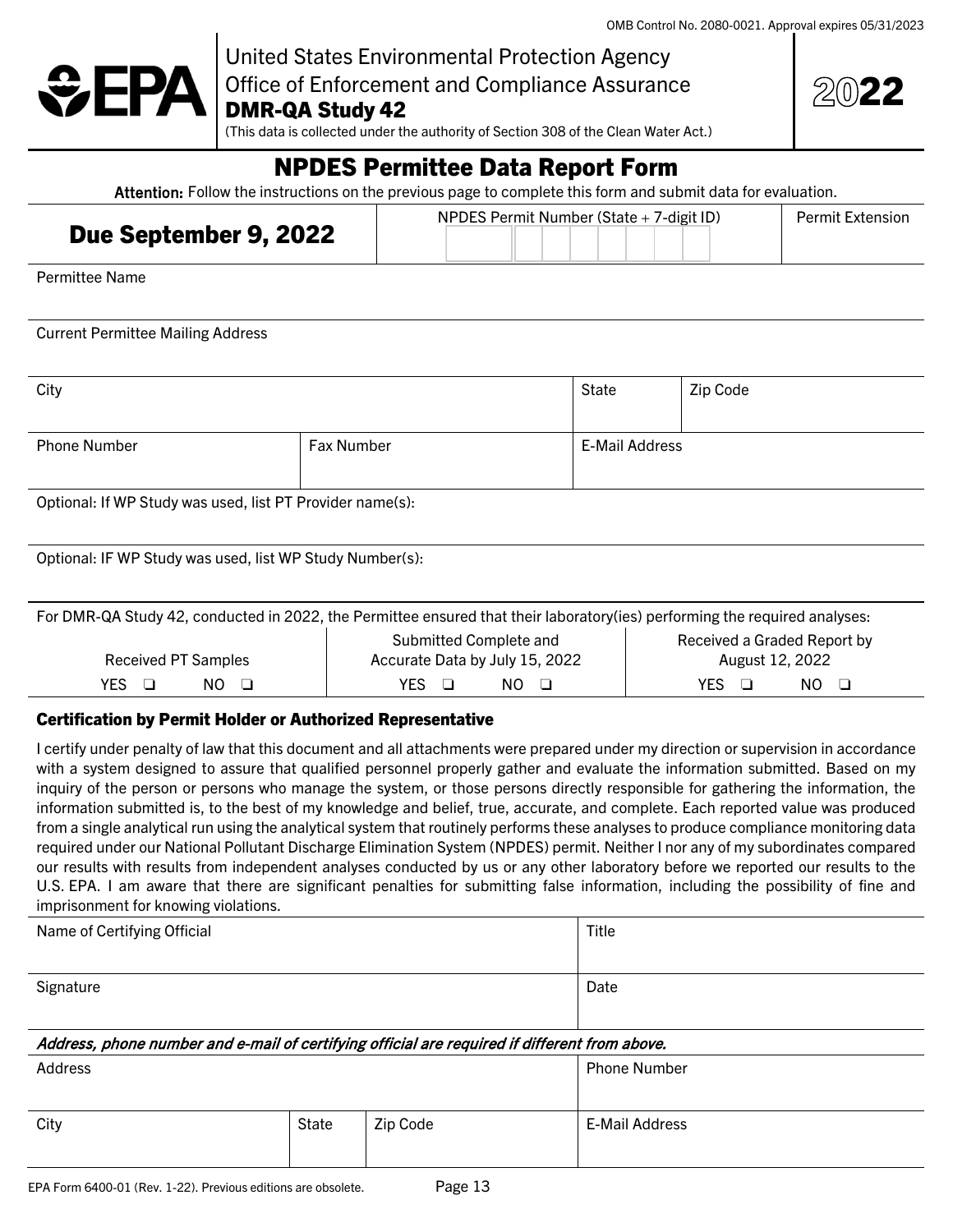OMB Control No. 2080-0021. Approval expires 05/31/2023

United States Environmental Protection Agency
Office of Enforcement and Compliance Assurance
**DMR-QA Study 42**
(This data is collected under the authority of Section 308 of the Clean Water Act.)

**2022**

# NPDES Permittee Data Report Form

**Attention:** Follow the instructions on the previous page to complete this form and submit data for evaluation.

| **Due September 9, 2022** | NPDES Permit Number (State + 7-digit ID) | Permit Extension |
|---|---|---|

| Permittee Name | | | |
|---|---|---|---|
| Current Permittee Mailing Address | | | |
| City | | State | Zip Code |
| Phone Number | Fax Number | E-Mail Address | |

Optional: If WP Study was used, list PT Provider name(s):

Optional: IF WP Study was used, list WP Study Number(s):

For DMR-QA Study 42, conducted in 2022, the Permittee ensured that their laboratory(ies) performing the required analyses:

| Received PT Samples | Submitted Complete and Accurate Data by July 15, 2022 | Received a Graded Report by August 12, 2022 |
|---|---|---|
| YES ❑ NO ❑ | YES ❑ NO ❑ | YES ❑ NO ❑ |

### Certification by Permit Holder or Authorized Representative

I certify under penalty of law that this document and all attachments were prepared under my direction or supervision in accordance with a system designed to assure that qualified personnel properly gather and evaluate the information submitted. Based on my inquiry of the person or persons who manage the system, or those persons directly responsible for gathering the information, the information submitted is, to the best of my knowledge and belief, true, accurate, and complete. Each reported value was produced from a single analytical run using the analytical system that routinely performs these analyses to produce compliance monitoring data required under our National Pollutant Discharge Elimination System (NPDES) permit. Neither I nor any of my subordinates compared our results with results from independent analyses conducted by us or any other laboratory before we reported our results to the U.S. EPA. I am aware that there are significant penalties for submitting false information, including the possibility of fine and imprisonment for knowing violations.

| Name of Certifying Official | Title |
|---|---|
| Signature | Date |

***Address, phone number and e-mail of certifying official are required if different from above.***

| Address | | | Phone Number |
|---|---|---|---|
| City | State | Zip Code | E-Mail Address |

EPA Form 6400-01 (Rev. 1-22). Previous editions are obsolete.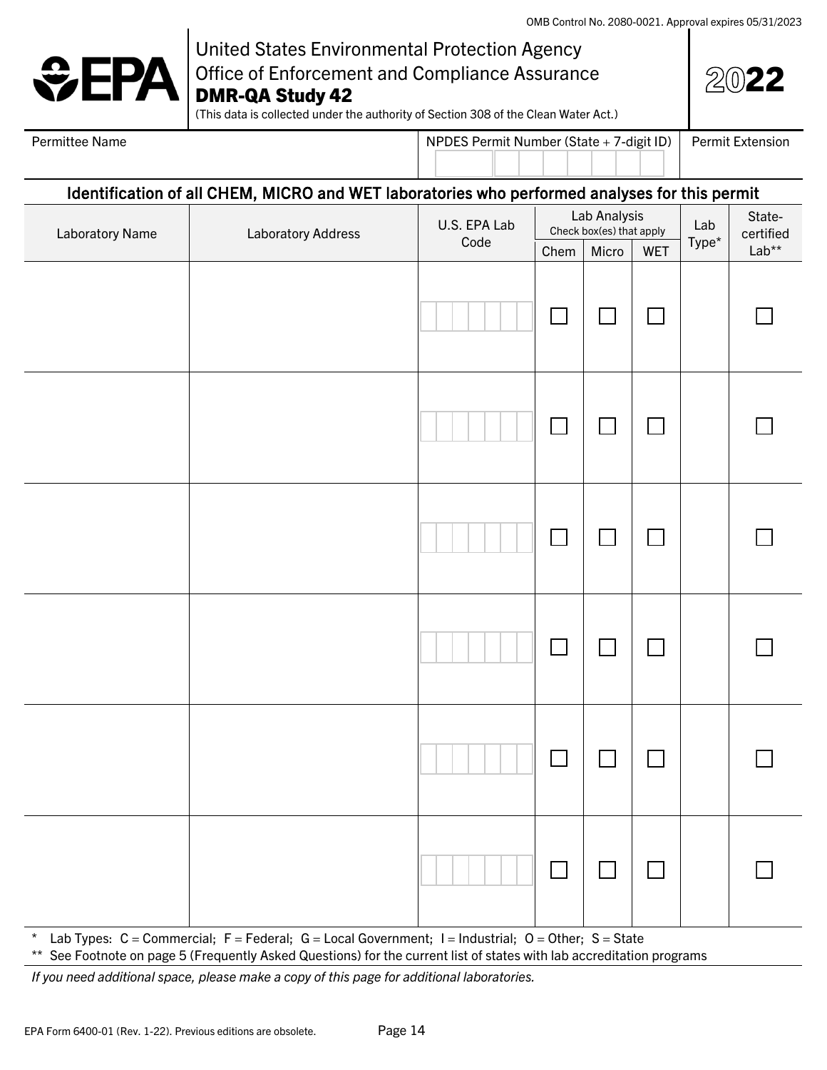OMB Control No. 2080-0021. Approval expires 05/31/2023

# United States Environmental Protection Agency
## Office of Enforcement and Compliance Assurance
## DMR-QA Study 42

(This data is collected under the authority of Section 308 of the Clean Water Act.)

**2022**

| Permittee Name | NPDES Permit Number (State + 7-digit ID) | Permit Extension |
|---|---|---|
| | | |

### Identification of all CHEM, MICRO and WET laboratories who performed analyses for this permit

| Laboratory Name | Laboratory Address | U.S. EPA Lab Code | Lab Analysis Check box(es) that apply | | | Lab Type* | State-certified Lab** |
|---|---|---|---|---|---|---|---|
| | | | Chem | Micro | WET | | |
| | | | ☐ | ☐ | ☐ | | ☐ |
| | | | ☐ | ☐ | ☐ | | ☐ |
| | | | ☐ | ☐ | ☐ | | ☐ |
| | | | ☐ | ☐ | ☐ | | ☐ |
| | | | ☐ | ☐ | ☐ | | ☐ |
| | | | ☐ | ☐ | ☐ | | ☐ |

\* Lab Types: C = Commercial; F = Federal; G = Local Government; I = Industrial; O = Other; S = State

\*\* See Footnote on page 5 (Frequently Asked Questions) for the current list of states with lab accreditation programs

*If you need additional space, please make a copy of this page for additional laboratories.*

EPA Form 6400-01 (Rev. 1-22). Previous editions are obsolete.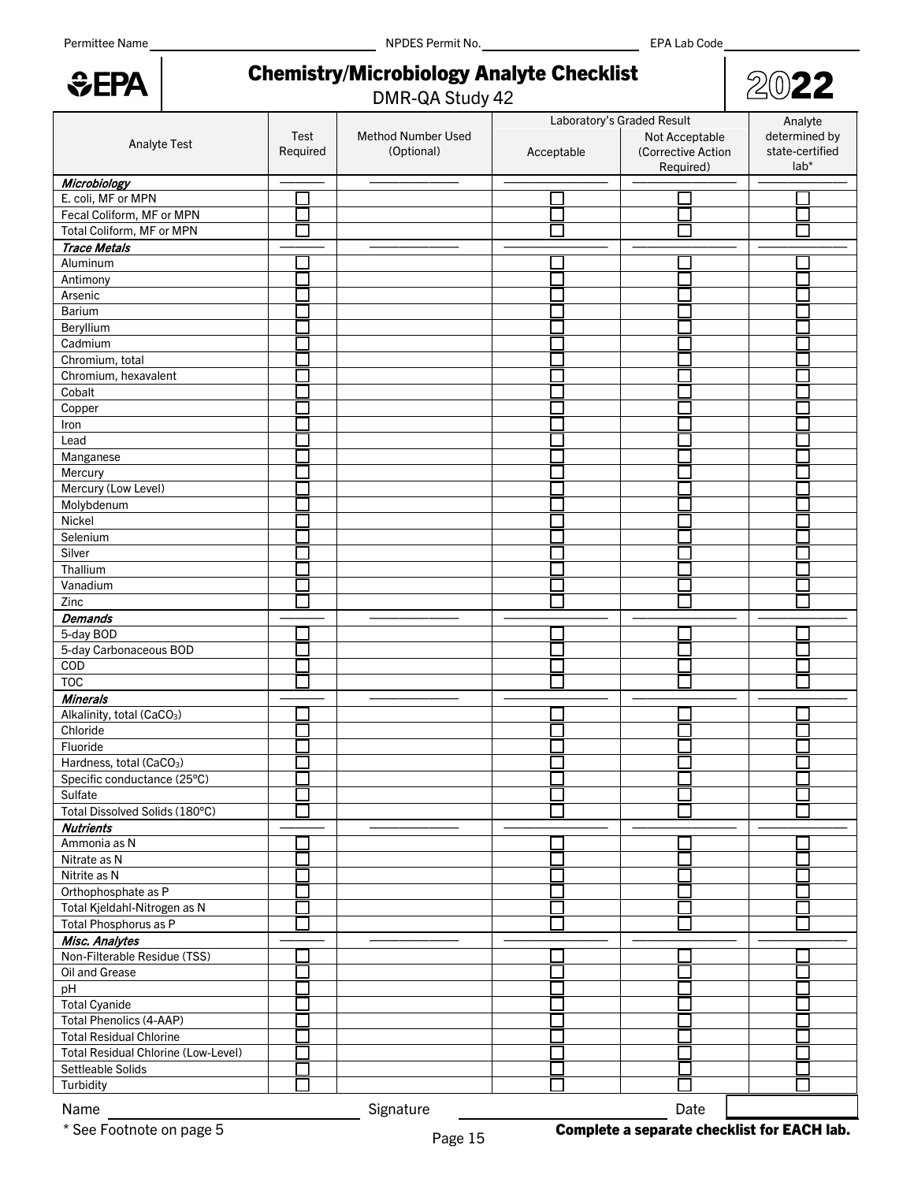Permittee Name \_\_\_\_\_\_\_\_\_\_ NPDES Permit No. \_\_\_\_\_\_\_\_\_\_ EPA Lab Code \_\_\_\_\_\_\_\_\_\_

EPA

# Chemistry/Microbiology Analyte Checklist

DMR-QA Study 42

2022

| Analyte Test | Test Required | Method Number Used (Optional) | Laboratory's Graded Result | | Analyte determined by state-certified lab* |
|---|---|---|---|---|---|
| | | | Acceptable | Not Acceptable (Corrective Action Required) | |
| ***Microbiology*** | | | | | |
| E. coli, MF or MPN | ☐ | | ☐ | ☐ | ☐ |
| Fecal Coliform, MF or MPN | ☐ | | ☐ | ☐ | ☐ |
| Total Coliform, MF or MPN | ☐ | | ☐ | ☐ | ☐ |
| ***Trace Metals*** | | | | | |
| Aluminum | ☐ | | ☐ | ☐ | ☐ |
| Antimony | ☐ | | ☐ | ☐ | ☐ |
| Arsenic | ☐ | | ☐ | ☐ | ☐ |
| Barium | ☐ | | ☐ | ☐ | ☐ |
| Beryllium | ☐ | | ☐ | ☐ | ☐ |
| Cadmium | ☐ | | ☐ | ☐ | ☐ |
| Chromium, total | ☐ | | ☐ | ☐ | ☐ |
| Chromium, hexavalent | ☐ | | ☐ | ☐ | ☐ |
| Cobalt | ☐ | | ☐ | ☐ | ☐ |
| Copper | ☐ | | ☐ | ☐ | ☐ |
| Iron | ☐ | | ☐ | ☐ | ☐ |
| Lead | ☐ | | ☐ | ☐ | ☐ |
| Manganese | ☐ | | ☐ | ☐ | ☐ |
| Mercury | ☐ | | ☐ | ☐ | ☐ |
| Mercury (Low Level) | ☐ | | ☐ | ☐ | ☐ |
| Molybdenum | ☐ | | ☐ | ☐ | ☐ |
| Nickel | ☐ | | ☐ | ☐ | ☐ |
| Selenium | ☐ | | ☐ | ☐ | ☐ |
| Silver | ☐ | | ☐ | ☐ | ☐ |
| Thallium | ☐ | | ☐ | ☐ | ☐ |
| Vanadium | ☐ | | ☐ | ☐ | ☐ |
| Zinc | ☐ | | ☐ | ☐ | ☐ |
| ***Demands*** | | | | | |
| 5-day BOD | ☐ | | ☐ | ☐ | ☐ |
| 5-day Carbonaceous BOD | ☐ | | ☐ | ☐ | ☐ |
| COD | ☐ | | ☐ | ☐ | ☐ |
| TOC | ☐ | | ☐ | ☐ | ☐ |
| ***Minerals*** | | | | | |
| Alkalinity, total ($CaCO_3$) | ☐ | | ☐ | ☐ | ☐ |
| Chloride | ☐ | | ☐ | ☐ | ☐ |
| Fluoride | ☐ | | ☐ | ☐ | ☐ |
| Hardness, total ($CaCO_3$) | ☐ | | ☐ | ☐ | ☐ |
| Specific conductance (25°C) | ☐ | | ☐ | ☐ | ☐ |
| Sulfate | ☐ | | ☐ | ☐ | ☐ |
| Total Dissolved Solids (180°C) | ☐ | | ☐ | ☐ | ☐ |
| ***Nutrients*** | | | | | |
| Ammonia as N | ☐ | | ☐ | ☐ | ☐ |
| Nitrate as N | ☐ | | ☐ | ☐ | ☐ |
| Nitrite as N | ☐ | | ☐ | ☐ | ☐ |
| Orthophosphate as P | ☐ | | ☐ | ☐ | ☐ |
| Total Kjeldahl-Nitrogen as N | ☐ | | ☐ | ☐ | ☐ |
| Total Phosphorus as P | ☐ | | ☐ | ☐ | ☐ |
| ***Misc. Analytes*** | | | | | |
| Non-Filterable Residue (TSS) | ☐ | | ☐ | ☐ | ☐ |
| Oil and Grease | ☐ | | ☐ | ☐ | ☐ |
| pH | ☐ | | ☐ | ☐ | ☐ |
| Total Cyanide | ☐ | | ☐ | ☐ | ☐ |
| Total Phenolics (4-AAP) | ☐ | | ☐ | ☐ | ☐ |
| Total Residual Chlorine | ☐ | | ☐ | ☐ | ☐ |
| Total Residual Chlorine (Low-Level) | ☐ | | ☐ | ☐ | ☐ |
| Settleable Solids | ☐ | | ☐ | ☐ | ☐ |
| Turbidity | ☐ | | ☐ | ☐ | ☐ |

Name \_\_\_\_\_\_\_\_\_\_ Signature \_\_\_\_\_\_\_\_\_\_ Date \_\_\_\_\_\_\_\_\_\_

* See Footnote on page 5

**Complete a separate checklist for EACH lab.**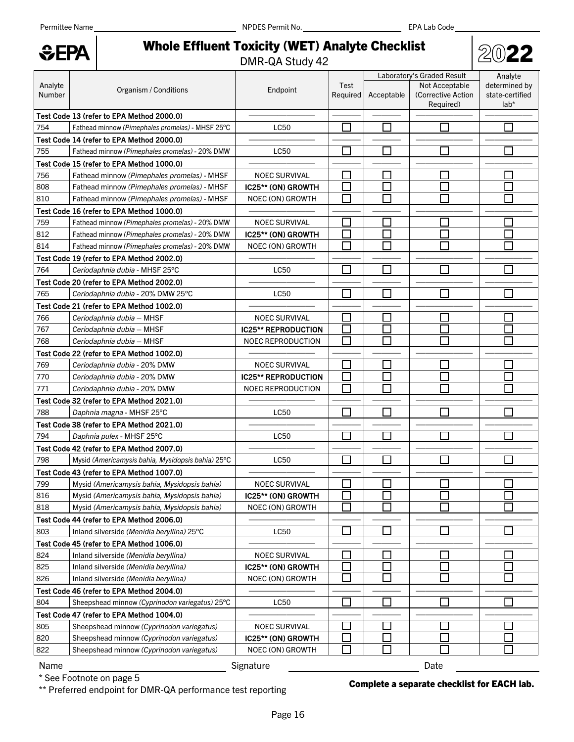Permittee Name \_\_\_\_\_\_\_\_\_\_ NPDES Permit No. \_\_\_\_\_\_\_\_\_\_ EPA Lab Code \_\_\_\_\_\_\_\_\_\_

# Whole Effluent Toxicity (WET) Analyte Checklist

DMR-QA Study 42

2022

| Analyte Number | Organism / Conditions | Endpoint | Test Required | Laboratory's Graded Result | | Analyte determined by state-certified lab* |
|---|---|---|---|---|---|---|
| | | | | Acceptable | Not Acceptable (Corrective Action Required) | |
| **Test Code 13 (refer to EPA Method 2000.0)** | | | | | | |
| 754 | Fathead minnow *(Pimephales promelas)* - MHSF 25°C | LC50 | ☐ | ☐ | ☐ | ☐ |
| **Test Code 14 (refer to EPA Method 2000.0)** | | | | | | |
| 755 | Fathead minnow *(Pimephales promelas)* - 20% DMW | LC50 | ☐ | ☐ | ☐ | ☐ |
| **Test Code 15 (refer to EPA Method 1000.0)** | | | | | | |
| 756 | Fathead minnow *(Pimephales promelas)* - MHSF | NOEC SURVIVAL | ☐ | ☐ | ☐ | ☐ |
| 808 | Fathead minnow *(Pimephales promelas)* - MHSF | **IC25** (ON) GROWTH** | ☐ | ☐ | ☐ | ☐ |
| 810 | Fathead minnow *(Pimephales promelas)* - MHSF | NOEC (ON) GROWTH | ☐ | ☐ | ☐ | ☐ |
| **Test Code 16 (refer to EPA Method 1000.0)** | | | | | | |
| 759 | Fathead minnow *(Pimephales promelas)* - 20% DMW | NOEC SURVIVAL | ☐ | ☐ | ☐ | ☐ |
| 812 | Fathead minnow *(Pimephales promelas)* - 20% DMW | **IC25** (ON) GROWTH** | ☐ | ☐ | ☐ | ☐ |
| 814 | Fathead minnow *(Pimephales promelas)* - 20% DMW | NOEC (ON) GROWTH | ☐ | ☐ | ☐ | ☐ |
| **Test Code 19 (refer to EPA Method 2002.0)** | | | | | | |
| 764 | *Ceriodaphnia dubia* - MHSF 25°C | LC50 | ☐ | ☐ | ☐ | ☐ |
| **Test Code 20 (refer to EPA Method 2002.0)** | | | | | | |
| 765 | *Ceriodaphnia dubia* - 20% DMW 25°C | LC50 | ☐ | ☐ | ☐ | ☐ |
| **Test Code 21 (refer to EPA Method 1002.0)** | | | | | | |
| 766 | *Ceriodaphnia dubia* – MHSF | NOEC SURVIVAL | ☐ | ☐ | ☐ | ☐ |
| 767 | *Ceriodaphnia dubia* – MHSF | **IC25** REPRODUCTION** | ☐ | ☐ | ☐ | ☐ |
| 768 | *Ceriodaphnia dubia* – MHSF | NOEC REPRODUCTION | ☐ | ☐ | ☐ | ☐ |
| **Test Code 22 (refer to EPA Method 1002.0)** | | | | | | |
| 769 | *Ceriodaphnia dubia* - 20% DMW | NOEC SURVIVAL | ☐ | ☐ | ☐ | ☐ |
| 770 | *Ceriodaphnia dubia* - 20% DMW | **IC25** REPRODUCTION** | ☐ | ☐ | ☐ | ☐ |
| 771 | *Ceriodaphnia dubia* - 20% DMW | NOEC REPRODUCTION | ☐ | ☐ | ☐ | ☐ |
| **Test Code 32 (refer to EPA Method 2021.0)** | | | | | | |
| 788 | *Daphnia magna* - MHSF 25°C | LC50 | ☐ | ☐ | ☐ | ☐ |
| **Test Code 38 (refer to EPA Method 2021.0)** | | | | | | |
| 794 | *Daphnia pulex* - MHSF 25°C | LC50 | ☐ | ☐ | ☐ | ☐ |
| **Test Code 42 (refer to EPA Method 2007.0)** | | | | | | |
| 798 | Mysid *(Americamysis bahia, Mysidopsis bahia)* 25°C | LC50 | ☐ | ☐ | ☐ | ☐ |
| **Test Code 43 (refer to EPA Method 1007.0)** | | | | | | |
| 799 | Mysid *(Americamysis bahia, Mysidopsis bahia)* | NOEC SURVIVAL | ☐ | ☐ | ☐ | ☐ |
| 816 | Mysid *(Americamysis bahia, Mysidopsis bahia)* | **IC25** (ON) GROWTH** | ☐ | ☐ | ☐ | ☐ |
| 818 | Mysid *(Americamysis bahia, Mysidopsis bahia)* | NOEC (ON) GROWTH | ☐ | ☐ | ☐ | ☐ |
| **Test Code 44 (refer to EPA Method 2006.0)** | | | | | | |
| 803 | Inland silverside *(Menidia beryllina)* 25°C | LC50 | ☐ | ☐ | ☐ | ☐ |
| **Test Code 45 (refer to EPA Method 1006.0)** | | | | | | |
| 824 | Inland silverside *(Menidia beryllina)* | NOEC SURVIVAL | ☐ | ☐ | ☐ | ☐ |
| 825 | Inland silverside *(Menidia beryllina)* | **IC25** (ON) GROWTH** | ☐ | ☐ | ☐ | ☐ |
| 826 | Inland silverside *(Menidia beryllina)* | NOEC (ON) GROWTH | ☐ | ☐ | ☐ | ☐ |
| **Test Code 46 (refer to EPA Method 2004.0)** | | | | | | |
| 804 | Sheepshead minnow *(Cyprinodon variegatus)* 25°C | LC50 | ☐ | ☐ | ☐ | ☐ |
| **Test Code 47 (refer to EPA Method 1004.0)** | | | | | | |
| 805 | Sheepshead minnow *(Cyprinodon variegatus)* | NOEC SURVIVAL | ☐ | ☐ | ☐ | ☐ |
| 820 | Sheepshead minnow *(Cyprinodon variegatus)* | **IC25** (ON) GROWTH** | ☐ | ☐ | ☐ | ☐ |
| 822 | Sheepshead minnow *(Cyprinodon variegatus)* | NOEC (ON) GROWTH | ☐ | ☐ | ☐ | ☐ |

Name \_\_\_\_\_\_\_\_\_\_ Signature \_\_\_\_\_\_\_\_\_\_ Date \_\_\_\_\_\_\_\_\_\_

* See Footnote on page 5

** Preferred endpoint for DMR-QA performance test reporting

**Complete a separate checklist for EACH lab.**